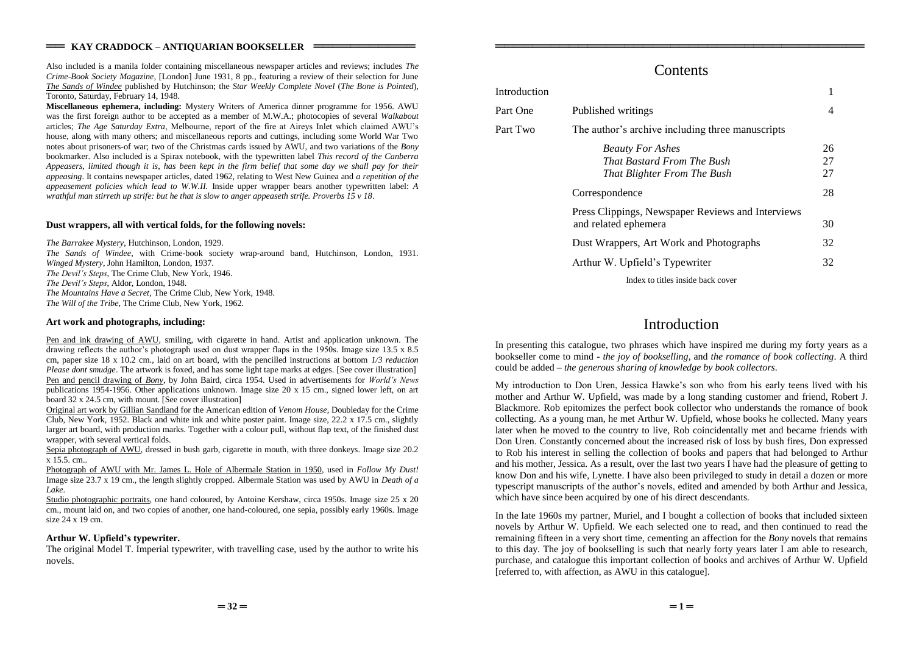Also included is a manila folder containing miscellaneous newspaper articles and reviews; includes *The Crime-Book Society Magazine*, [London] June 1931, 8 pp., featuring a review of their selection for June *The Sands of Windee* published by Hutchinson; the *Star Weekly Complete Novel* (*The Bone is Pointed*), Toronto, Saturday, February 14, 1948.

**Miscellaneous ephemera, including:** Mystery Writers of America dinner programme for 1956. AWU was the first foreign author to be accepted as a member of M.W.A.; photocopies of several *Walkabout* articles; *The Age Saturday Extra*, Melbourne, report of the fire at Aireys Inlet which claimed AWU's house, along with many others; and miscellaneous reports and cuttings, including some World War Two notes about prisoners-of war; two of the Christmas cards issued by AWU, and two variations of the *Bony* bookmarker. Also included is a Spirax notebook, with the typewritten label *This record of the Canberra Appeasers, limited though it is, has been kept in the firm belief that some day we shall pay for their appeasing*. It contains newspaper articles, dated 1962, relating to West New Guinea and *a repetition of the appeasement policies which lead to W.W.II.* Inside upper wrapper bears another typewritten label: *A wrathful man stirreth up strife: but he that is slow to anger appeaseth strife. Proverbs 15 v 18*.

**Dust wrappers, all with vertical folds, for the following novels:**

*The Barrakee Mystery*, Hutchinson, London, 1929.
*The Sands of Windee*, with Crime-book society wrap-around band, Hutchinson, London, 1931.
*Winged Mystery*, John Hamilton, London, 1937.
*The Devil's Steps*, The Crime Club, New York, 1946.
*The Devil's Steps*, Aldor, London, 1948.
*The Mountains Have a Secret*, The Crime Club, New York, 1948.
*The Will of the Tribe*, The Crime Club, New York, 1962.

**Art work and photographs, including:**

Pen and ink drawing of AWU, smiling, with cigarette in hand. Artist and application unknown. The drawing reflects the author's photograph used on dust wrapper flaps in the 1950s. Image size 13.5 x 8.5 cm, paper size 18 x 10.2 cm., laid on art board, with the pencilled instructions at bottom *1/3 reduction Please dont smudge*. The artwork is foxed, and has some light tape marks at edges. [See cover illustration]

Pen and pencil drawing of *Bony*, by John Baird, circa 1954. Used in advertisements for *World's News* publications 1954-1956. Other applications unknown. Image size 20 x 15 cm., signed lower left, on art board 32 x 24.5 cm, with mount. [See cover illustration]

Original art work by Gillian Sandland for the American edition of *Venom House*, Doubleday for the Crime Club, New York, 1952. Black and white ink and white poster paint. Image size, 22.2 x 17.5 cm., slightly larger art board, with production marks. Together with a colour pull, without flap text, of the finished dust wrapper, with several vertical folds.

Sepia photograph of AWU, dressed in bush garb, cigarette in mouth, with three donkeys. Image size 20.2 x 15.5. cm..

Photograph of AWU with Mr. James L. Hole of Albermale Station in 1950, used in *Follow My Dust!* Image size 23.7 x 19 cm., the length slightly cropped. Albermale Station was used by AWU in *Death of a Lake*.

Studio photographic portraits, one hand coloured, by Antoine Kershaw, circa 1950s. Image size 25 x 20 cm., mount laid on, and two copies of another, one hand-coloured, one sepia, possibly early 1960s. Image size 24 x 19 cm.

**Arthur W. Upfield's typewriter.**

The original Model T. Imperial typewriter, with travelling case, used by the author to write his novels.

# Contents

| | | |
|---|---|---|
| Introduction | | 1 |
| Part One | Published writings | 4 |
| Part Two | The author's archive including three manuscripts | |
| | *Beauty For Ashes* | 26 |
| | *That Bastard From The Bush* | 27 |
| | *That Blighter From The Bush* | 27 |
| | Correspondence | 28 |
| | Press Clippings, Newspaper Reviews and Interviews and related ephemera | 30 |
| | Dust Wrappers, Art Work and Photographs | 32 |
| | Arthur W. Upfield's Typewriter | 32 |

Index to titles inside back cover

# Introduction

In presenting this catalogue, two phrases which have inspired me during my forty years as a bookseller come to mind - *the joy of bookselling*, and *the romance of book collecting*. A third could be added – *the generous sharing of knowledge by book collectors*.

My introduction to Don Uren, Jessica Hawke's son who from his early teens lived with his mother and Arthur W. Upfield, was made by a long standing customer and friend, Robert J. Blackmore. Rob epitomizes the perfect book collector who understands the romance of book collecting. As a young man, he met Arthur W. Upfield, whose books he collected. Many years later when he moved to the country to live, Rob coincidentally met and became friends with Don Uren. Constantly concerned about the increased risk of loss by bush fires, Don expressed to Rob his interest in selling the collection of books and papers that had belonged to Arthur and his mother, Jessica. As a result, over the last two years I have had the pleasure of getting to know Don and his wife, Lynette. I have also been privileged to study in detail a dozen or more typescript manuscripts of the author's novels, edited and amended by both Arthur and Jessica, which have since been acquired by one of his direct descendants.

In the late 1960s my partner, Muriel, and I bought a collection of books that included sixteen novels by Arthur W. Upfield. We each selected one to read, and then continued to read the remaining fifteen in a very short time, cementing an affection for the *Bony* novels that remains to this day. The joy of bookselling is such that nearly forty years later I am able to research, purchase, and catalogue this important collection of books and archives of Arthur W. Upfield [referred to, with affection, as AWU in this catalogue].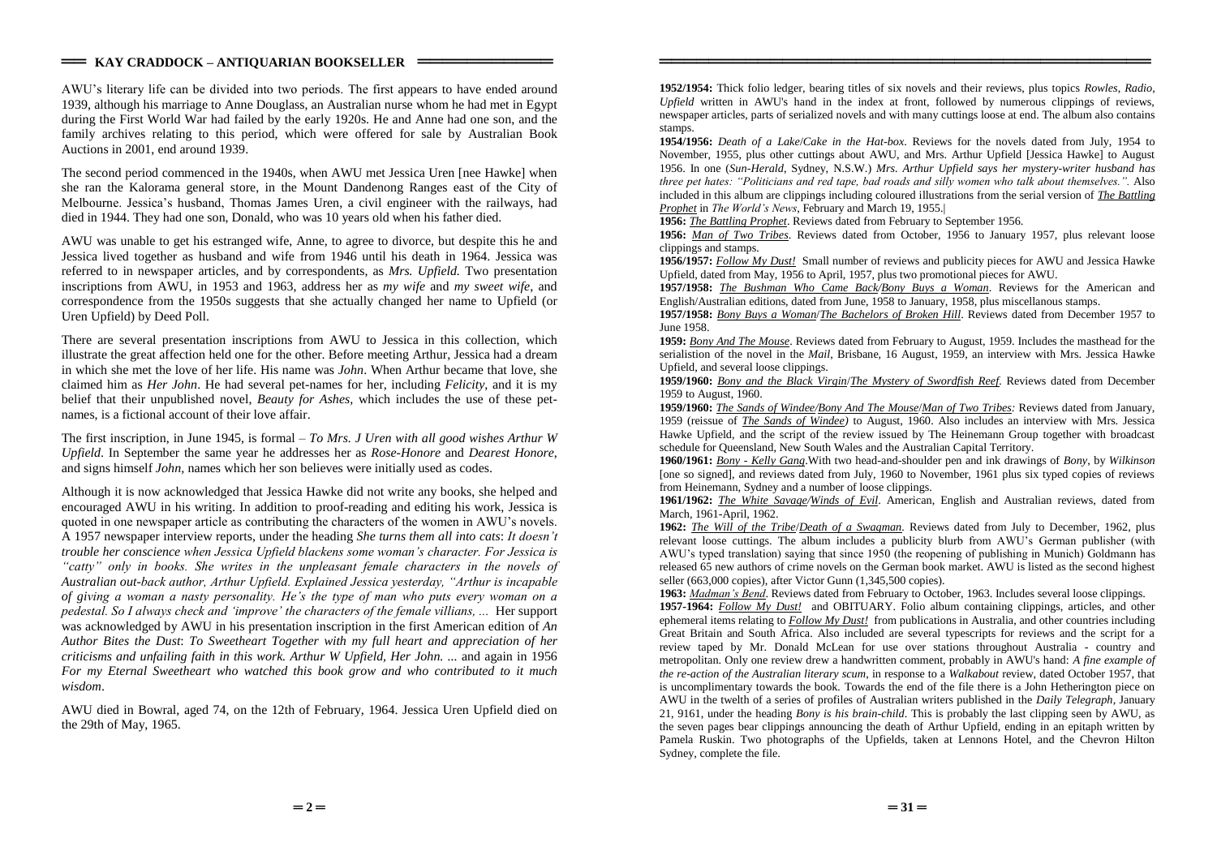AWU's literary life can be divided into two periods. The first appears to have ended around 1939, although his marriage to Anne Douglass, an Australian nurse whom he had met in Egypt during the First World War had failed by the early 1920s. He and Anne had one son, and the family archives relating to this period, which were offered for sale by Australian Book Auctions in 2001, end around 1939.

The second period commenced in the 1940s, when AWU met Jessica Uren [nee Hawke] when she ran the Kalorama general store, in the Mount Dandenong Ranges east of the City of Melbourne. Jessica's husband, Thomas James Uren, a civil engineer with the railways, had died in 1944. They had one son, Donald, who was 10 years old when his father died.

AWU was unable to get his estranged wife, Anne, to agree to divorce, but despite this he and Jessica lived together as husband and wife from 1946 until his death in 1964. Jessica was referred to in newspaper articles, and by correspondents, as *Mrs. Upfield.* Two presentation inscriptions from AWU, in 1953 and 1963, address her as *my wife* and *my sweet wife*, and correspondence from the 1950s suggests that she actually changed her name to Upfield (or Uren Upfield) by Deed Poll.

There are several presentation inscriptions from AWU to Jessica in this collection, which illustrate the great affection held one for the other. Before meeting Arthur, Jessica had a dream in which she met the love of her life. His name was *John*. When Arthur became that love, she claimed him as *Her John*. He had several pet-names for her, including *Felicity*, and it is my belief that their unpublished novel, *Beauty for Ashes*, which includes the use of these pet-names, is a fictional account of their love affair.

The first inscription, in June 1945, is formal – *To Mrs. J Uren with all good wishes Arthur W Upfield*. In September the same year he addresses her as *Rose-Honore* and *Dearest Honore*, and signs himself *John*, names which her son believes were initially used as codes.

Although it is now acknowledged that Jessica Hawke did not write any books, she helped and encouraged AWU in his writing. In addition to proof-reading and editing his work, Jessica is quoted in one newspaper article as contributing the characters of the women in AWU's novels. A 1957 newspaper interview reports, under the heading *She turns them all into cats*: *It doesn't trouble her conscience when Jessica Upfield blackens some woman's character. For Jessica is "catty" only in books. She writes in the unpleasant female characters in the novels of Australian out-back author, Arthur Upfield. Explained Jessica yesterday, "Arthur is incapable of giving a woman a nasty personality. He's the type of man who puts every woman on a pedestal. So I always check and 'improve' the characters of the female villians, ...* Her support was acknowledged by AWU in his presentation inscription in the first American edition of *An Author Bites the Dust*: *To Sweetheart Together with my full heart and appreciation of her criticisms and unfailing faith in this work. Arthur W Upfield, Her John. ...* and again in 1956 *For my Eternal Sweetheart who watched this book grow and who contributed to it much wisdom*.

AWU died in Bowral, aged 74, on the 12th of February, 1964. Jessica Uren Upfield died on the 29th of May, 1965.

**1952/1954:** Thick folio ledger, bearing titles of six novels and their reviews, plus topics *Rowles*, *Radio*, *Upfield* written in AWU's hand in the index at front, followed by numerous clippings of reviews, newspaper articles, parts of serialized novels and with many cuttings loose at end. The album also contains stamps.

**1954/1956:** *Death of a Lake*/*Cake in the Hat-box*. Reviews for the novels dated from July, 1954 to November, 1955, plus other cuttings about AWU, and Mrs. Arthur Upfield [Jessica Hawke] to August 1956. In one (*Sun-Herald*, Sydney, N.S.W.) *Mrs. Arthur Upfield says her mystery-writer husband has three pet hates: "Politicians and red tape, bad roads and silly women who talk about themselves.".* Also included in this album are clippings including coloured illustrations from the serial version of ***The Battling Prophet*** in *The World's News*, February and March 19, 1955.|

**1956:** ***The Battling Prophet***. Reviews dated from February to September 1956.

**1956:** ***Man of Two Tribes***. Reviews dated from October, 1956 to January 1957, plus relevant loose clippings and stamps.

**1956/1957:** ***Follow My Dust!*** Small number of reviews and publicity pieces for AWU and Jessica Hawke Upfield, dated from May, 1956 to April, 1957, plus two promotional pieces for AWU.

**1957/1958:** ***The Bushman Who Came Back***/***Bony Buys a Woman***. Reviews for the American and English/Australian editions, dated from June, 1958 to January, 1958, plus miscellanous stamps.

**1957/1958:** ***Bony Buys a Woman***/***The Bachelors of Broken Hill***. Reviews dated from December 1957 to June 1958.

**1959:** ***Bony And The Mouse***. Reviews dated from February to August, 1959. Includes the masthead for the serialistion of the novel in the *Mail*, Brisbane, 16 August, 1959, an interview with Mrs. Jessica Hawke Upfield, and several loose clippings.

**1959/1960:** ***Bony and the Black Virgin***/***The Mystery of Swordfish Reef***. Reviews dated from December 1959 to August, 1960.

**1959/1960:** ***The Sands of Windee***/***Bony And The Mouse***/***Man of Two Tribes***: Reviews dated from January, 1959 (reissue of ***The Sands of Windee***) to August, 1960. Also includes an interview with Mrs. Jessica Hawke Upfield, and the script of the review issued by The Heinemann Group together with broadcast schedule for Queensland, New South Wales and the Australian Capital Territory.

**1960/1961:** ***Bony - Kelly Gang***.With two head-and-shoulder pen and ink drawings of *Bony*, by *Wilkinson* [one so signed], and reviews dated from July, 1960 to November, 1961 plus six typed copies of reviews from Heinemann, Sydney and a number of loose clippings.

**1961/1962:** ***The White Savage***/***Winds of Evil***. American, English and Australian reviews, dated from March, 1961-April, 1962.

**1962:** ***The Will of the Tribe***/***Death of a Swagman***. Reviews dated from July to December, 1962, plus relevant loose cuttings. The album includes a publicity blurb from AWU's German publisher (with AWU's typed translation) saying that since 1950 (the reopening of publishing in Munich) Goldmann has released 65 new authors of crime novels on the German book market. AWU is listed as the second highest seller (663,000 copies), after Victor Gunn (1,345,500 copies).

**1963:** ***Madman's Bend***. Reviews dated from February to October, 1963. Includes several loose clippings.

**1957-1964:** ***Follow My Dust!*** and OBITUARY. Folio album containing clippings, articles, and other ephemeral items relating to ***Follow My Dust!*** from publications in Australia, and other countries including Great Britain and South Africa. Also included are several typescripts for reviews and the script for a review taped by Mr. Donald McLean for use over stations throughout Australia - country and metropolitan. Only one review drew a handwritten comment, probably in AWU's hand: *A fine example of the re-action of the Australian literary scum*, in response to a *Walkabout* review, dated October 1957, that is uncomplimentary towards the book. Towards the end of the file there is a John Hetherington piece on AWU in the twelth of a series of profiles of Australian writers published in the *Daily Telegraph*, January 21, 9161, under the heading *Bony is his brain-child*. This is probably the last clipping seen by AWU, as the seven pages bear clippings announcing the death of Arthur Upfield, ending in an epitaph written by Pamela Ruskin. Two photographs of the Upfields, taken at Lennons Hotel, and the Chevron Hilton Sydney, complete the file.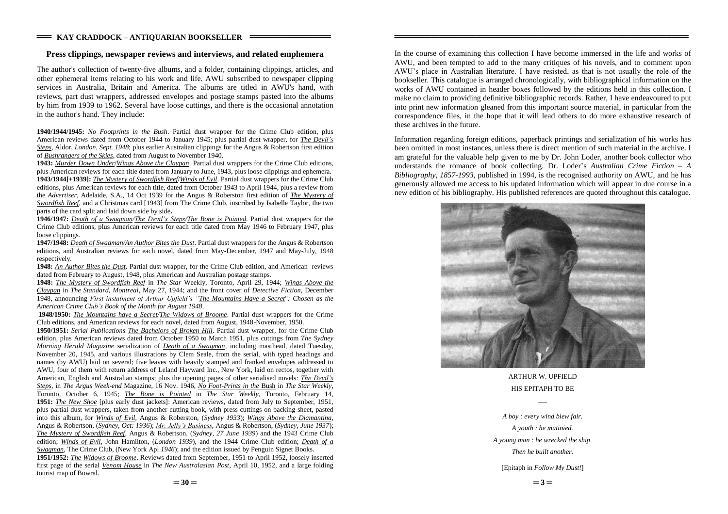## Press clippings, newspaper reviews and interviews, and related emphemera

The author's collection of twenty-five albums, and a folder, containing clippings, articles, and other ephemeral items relating to his work and life. AWU subscribed to newspaper clipping services in Australia, Britain and America. The albums are titled in AWU's hand, with reviews, part dust wrappers, addressed envelopes and postage stamps pasted into the albums by him from 1939 to 1962. Several have loose cuttings, and there is the occasional annotation in the author's hand. They include:

**1940/1944/1945:** *No Footprints in the Bush*. Partial dust wrapper for the Crime Club edition, plus American reviews dated from October 1944 to January 1945; plus partial dust wrapper, for *The Devil's Steps*, Aldor, *London, Sept. 1948*; plus earlier Australian clippings for the Angus & Robertson first edition of *Bushrangers of the Skies*, dated from August to November 1940.

**1943:** *Murder Down Under*/*Wings Above the Claypan*. Partial dust wrappers for the Crime Club editions, plus American reviews for each title dated from January to June, 1943, plus loose clippings and ephemera.

**1943/1944[+1939]:** *The Mystery of Swordfish Reef*/*Winds of Evil*. Partial dust wrappers for the Crime Club editions, plus American reviews for each title, dated from October 1943 to April 1944, plus a review from the *Advertiser*, Adelaide, S.A., 14 Oct 1939 for the Angus & Roberston first edition of *The Mystery of Swordfish Reef*, and a Christmas card [1943] from The Crime Club, inscribed by Isabelle Taylor, the two parts of the card split and laid down side by side**.**

**1946/1947:** *Death of a Swagman*/*The Devil's Steps*/*The Bone is Pointed*. Partial dust wrappers for the Crime Club editions, plus American reviews for each title dated from May 1946 to February 1947, plus loose clippings.

**1947/1948:** *Death of Swagman*/*An Author Bites the Dust*. Partial dust wrappers for the Angus & Robertson editions, and Australian reviews for each novel, dated from May-December, 1947 and May-July, 1948 respectively.

**1948:** *An Author Bites the Dust*. Partial dust wrapper, for the Crime Club edition, and American reviews dated from February to August, 1948, plus American and Australian postage stamps.

**1948:** *The Mystery of Swordfish Reef* in *The Star* Weekly, Toronto, April 29, 1944; *Wings Above the Claypan* in *The Standard, Montreal*, May 27, 1944; and the front cover of *Detective Fiction*, December 1948, announcing *First instalment of Arthur Upfield's "The Mountains Have a Secret": Chosen as the American Crime Club's Book of the Month for August 1948*.

**1948/1950:** *The Mountains have a Secret*/*The Widows of Broome*. Partial dust wrappers for the Crime Club editions, and American reviews for each novel, dated from August, 1948-November, 1950.

**1950/1951:** *Serial Publications* *The Bachelors of Broken Hill*. Partial dust wrapper, for the Crime Club edition, plus American reviews dated from October 1950 to March 1951, plus cuttings from *The Sydney Morning Herald Magazine* serialization of *Death of a Swagman*, including masthead, dated Tuesday, November 20, 1945, and various illustrations by Clem Seale, from the serial, with typed headings and names (by AWU) laid on several; five leaves with heavily stamped and franked envelopes addressed to AWU, four of them with return address of Leland Hayward Inc., New York, laid on rectos, together with American, English and Australian stamps; plus the opening pages of other serialised novels: *The Devil's Steps*, in *The Argus Week-end* Magazine, 16 Nov. 1946, *No Foot-Prints in the* Bush in *The Star Weekly*, Toronto, October 6, 1945; *The Bone is Pointed* in *The Star Weekly*, Toronto, February 14, **1951:** *The New Shoe* [plus early dust jackets]: American reviews, dated from July to September, 1951, plus partial dust wrappers, taken from another cutting book, with press cuttings on backing sheet, pasted into this album, for *Winds of Evil*, Angus & Roberston, (*Sydney 1933*); *Wings Above the Diamantina*, Angus & Robertson, (*Sydney, Oct: 1936*); *Mr. Jelly's Business*, Angus & Robertson, (*Sydney, June 1937*); *The Mystery of Swordfish Reef*, Angus & Robertson, (*Sydney, 27 June 1939*) and the 1943 Crime Club edition; *Winds of Evil*, John Hamilton, (*London 1939*), and the 1944 Crime Club edition; *Death of a Swagman*, The Crime Club, (New York Apl *1946*); and the edition issued by Penguin Signet Books.

**1951/1952:** *The Widows of Broome*. Reviews dated from September, 1951 to April 1952, loosely inserted first page of the serial *Venom House* in *The New Australasian Post*, April 10, 1952, and a large folding tourist map of Bowral.

In the course of examining this collection I have become immersed in the life and works of AWU, and been tempted to add to the many critiques of his novels, and to comment upon AWU's place in Australian literature. I have resisted, as that is not usually the role of the bookseller. This catalogue is arranged chronologically, with bibliographical information on the works of AWU contained in header boxes followed by the editions held in this collection. I make no claim to providing definitive bibliographic records. Rather, I have endeavoured to put into print new information gleaned from this important source material, in particular from the correspondence files, in the hope that it will lead others to do more exhaustive research of these archives in the future.

Information regarding foreign editions, paperback printings and serialization of his works has been omitted in most instances, unless there is direct mention of such material in the archive. I am grateful for the valuable help given to me by Dr. John Loder, another book collector who understands the romance of book collecting. Dr. Loder's *Australian Crime Fiction – A Bibliography, 1857-1993*, published in 1994, is the recognised authority on AWU, and he has generously allowed me access to his updated information which will appear in due course in a new edition of his bibliography. His published references are quoted throughout this catalogue.

ARTHUR W. UPFIELD

HIS EPITAPH TO BE

*A boy : every wind blew fair.*

*A youth : he mutinied.*

*A young man : he wrecked the ship.*

*Then he built another.*

[Epitaph in *Follow My Dust!*]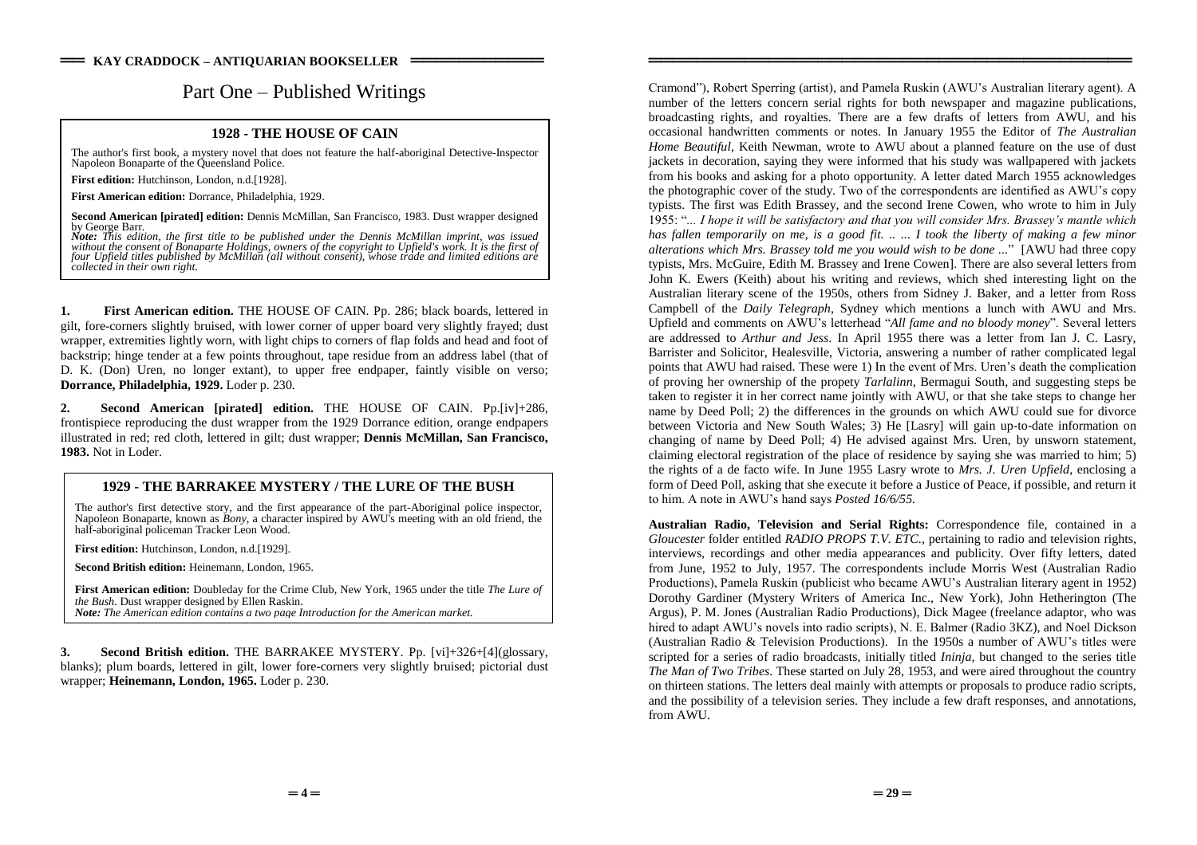# Part One – Published Writings

### 1928 - THE HOUSE OF CAIN

The author's first book, a mystery novel that does not feature the half-aboriginal Detective-Inspector Napoleon Bonaparte of the Queensland Police.

**First edition:** Hutchinson, London, n.d.[1928].

**First American edition:** Dorrance, Philadelphia, 1929.

**Second American [pirated] edition:** Dennis McMillan, San Francisco, 1983. Dust wrapper designed by George Barr.
***Note:*** *This edition, the first title to be published under the Dennis McMillan imprint, was issued without the consent of Bonaparte Holdings, owners of the copyright to Upfield's work. It is the first of four Upfield titles published by McMillan (all without consent), whose trade and limited editions are collected in their own right.*

**1. First American edition.** THE HOUSE OF CAIN. Pp. 286; black boards, lettered in gilt, fore-corners slightly bruised, with lower corner of upper board very slightly frayed; dust wrapper, extremities lightly worn, with light chips to corners of flap folds and head and foot of backstrip; hinge tender at a few points throughout, tape residue from an address label (that of D. K. (Don) Uren, no longer extant), to upper free endpaper, faintly visible on verso; **Dorrance, Philadelphia, 1929.** Loder p. 230.

**2. Second American [pirated] edition.** THE HOUSE OF CAIN. Pp.[iv]+286, frontispiece reproducing the dust wrapper from the 1929 Dorrance edition, orange endpapers illustrated in red; red cloth, lettered in gilt; dust wrapper; **Dennis McMillan, San Francisco, 1983.** Not in Loder.

### 1929 - THE BARRAKEE MYSTERY / THE LURE OF THE BUSH

The author's first detective story, and the first appearance of the part-Aboriginal police inspector, Napoleon Bonaparte, known as *Bony*, a character inspired by AWU's meeting with an old friend, the half-aboriginal policeman Tracker Leon Wood.

**First edition:** Hutchinson, London, n.d.[1929].

**Second British edition:** Heinemann, London, 1965.

**First American edition:** Doubleday for the Crime Club, New York, 1965 under the title *The Lure of the Bush*. Dust wrapper designed by Ellen Raskin.
***Note:*** *The American edition contains a two page Introduction for the American market.*

**3. Second British edition.** THE BARRAKEE MYSTERY. Pp. [vi]+326+[4](glossary, blanks); plum boards, lettered in gilt, lower fore-corners very slightly bruised; pictorial dust wrapper; **Heinemann, London, 1965.** Loder p. 230.

Cramond"), Robert Sperring (artist), and Pamela Ruskin (AWU's Australian literary agent). A number of the letters concern serial rights for both newspaper and magazine publications, broadcasting rights, and royalties. There are a few drafts of letters from AWU, and his occasional handwritten comments or notes. In January 1955 the Editor of *The Australian Home Beautiful*, Keith Newman, wrote to AWU about a planned feature on the use of dust jackets in decoration, saying they were informed that his study was wallpapered with jackets from his books and asking for a photo opportunity. A letter dated March 1955 acknowledges the photographic cover of the study. Two of the correspondents are identified as AWU's copy typists. The first was Edith Brassey, and the second Irene Cowen, who wrote to him in July 1955: "*... I hope it will be satisfactory and that you will consider Mrs. Brassey's mantle which has fallen temporarily on me, is a good fit. .. ... I took the liberty of making a few minor alterations which Mrs. Brassey told me you would wish to be done ...*" [AWU had three copy typists, Mrs. McGuire, Edith M. Brassey and Irene Cowen]. There are also several letters from John K. Ewers (Keith) about his writing and reviews, which shed interesting light on the Australian literary scene of the 1950s, others from Sidney J. Baker, and a letter from Ross Campbell of the *Daily Telegraph*, Sydney which mentions a lunch with AWU and Mrs. Upfield and comments on AWU's letterhead "*All fame and no bloody money*". Several letters are addressed to *Arthur and Jess*. In April 1955 there was a letter from Ian J. C. Lasry, Barrister and Solicitor, Healesville, Victoria, answering a number of rather complicated legal points that AWU had raised. These were 1) In the event of Mrs. Uren's death the complication of proving her ownership of the propety *Tarlalinn*, Bermagui South, and suggesting steps be taken to register it in her correct name jointly with AWU, or that she take steps to change her name by Deed Poll; 2) the differences in the grounds on which AWU could sue for divorce between Victoria and New South Wales; 3) He [Lasry] will gain up-to-date information on changing of name by Deed Poll; 4) He advised against Mrs. Uren, by unsworn statement, claiming electoral registration of the place of residence by saying she was married to him; 5) the rights of a de facto wife. In June 1955 Lasry wrote to *Mrs. J. Uren Upfield*, enclosing a form of Deed Poll, asking that she execute it before a Justice of Peace, if possible, and return it to him. A note in AWU's hand says *Posted 16/6/55.*

**Australian Radio, Television and Serial Rights:** Correspondence file, contained in a *Gloucester* folder entitled *RADIO PROPS T.V. ETC.*, pertaining to radio and television rights, interviews, recordings and other media appearances and publicity. Over fifty letters, dated from June, 1952 to July, 1957. The correspondents include Morris West (Australian Radio Productions), Pamela Ruskin (publicist who became AWU's Australian literary agent in 1952) Dorothy Gardiner (Mystery Writers of America Inc., New York), John Hetherington (The Argus), P. M. Jones (Australian Radio Productions), Dick Magee (freelance adaptor, who was hired to adapt AWU's novels into radio scripts), N. E. Balmer (Radio 3KZ), and Noel Dickson (Australian Radio & Television Productions). In the 1950s a number of AWU's titles were scripted for a series of radio broadcasts, initially titled *Ininja,* but changed to the series title *The Man of Two Tribes*. These started on July 28, 1953, and were aired throughout the country on thirteen stations. The letters deal mainly with attempts or proposals to produce radio scripts, and the possibility of a television series. They include a few draft responses, and annotations, from AWU.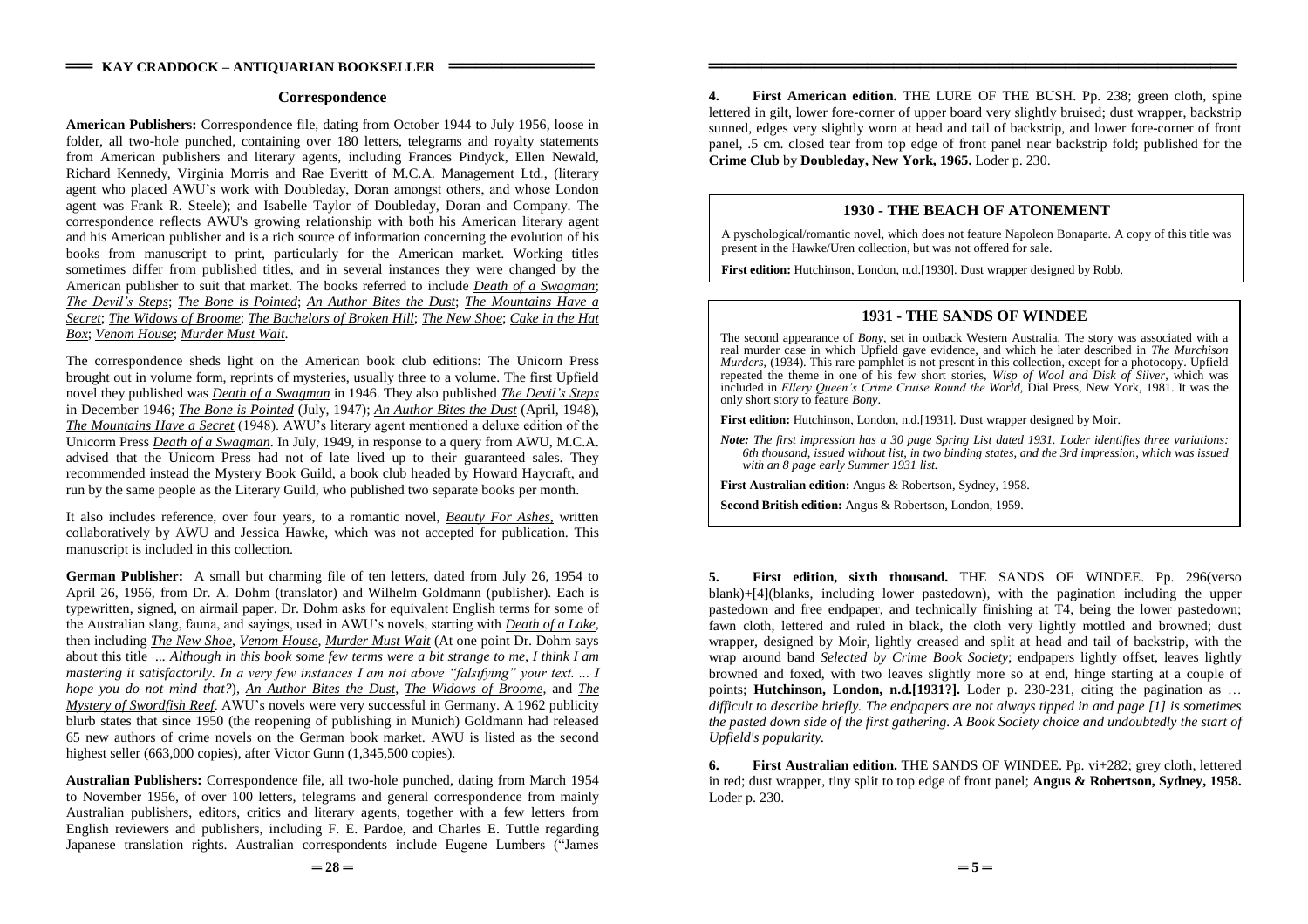## Correspondence

**American Publishers:** Correspondence file, dating from October 1944 to July 1956, loose in folder, all two-hole punched, containing over 180 letters, telegrams and royalty statements from American publishers and literary agents, including Frances Pindyck, Ellen Newald, Richard Kennedy, Virginia Morris and Rae Everitt of M.C.A. Management Ltd., (literary agent who placed AWU's work with Doubleday, Doran amongst others, and whose London agent was Frank R. Steele); and Isabelle Taylor of Doubleday, Doran and Company. The correspondence reflects AWU's growing relationship with both his American literary agent and his American publisher and is a rich source of information concerning the evolution of his books from manuscript to print, particularly for the American market. Working titles sometimes differ from published titles, and in several instances they were changed by the American publisher to suit that market. The books referred to include ***Death of a Swagman***; ***The Devil's Steps***; ***The Bone is Pointed***; ***An Author Bites the Dust***; ***The Mountains Have a Secret***; ***The Widows of Broome***; ***The Bachelors of Broken Hill***; ***The New Shoe***; ***Cake in the Hat Box***; ***Venom House***; ***Murder Must Wait***.

The correspondence sheds light on the American book club editions: The Unicorn Press brought out in volume form, reprints of mysteries, usually three to a volume. The first Upfield novel they published was ***Death of a Swagman*** in 1946. They also published ***The Devil's Steps*** in December 1946; ***The Bone is Pointed*** (July, 1947); ***An Author Bites the Dust*** (April, 1948), ***The Mountains Have a Secret*** (1948). AWU's literary agent mentioned a deluxe edition of the Unicorn Press ***Death of a Swagman***. In July, 1949, in response to a query from AWU, M.C.A. advised that the Unicorn Press had not of late lived up to their guaranteed sales. They recommended instead the Mystery Book Guild, a book club headed by Howard Haycraft, and run by the same people as the Literary Guild, who published two separate books per month.

It also includes reference, over four years, to a romantic novel, ***Beauty For Ashes***, written collaboratively by AWU and Jessica Hawke, which was not accepted for publication. This manuscript is included in this collection.

**German Publisher:** A small but charming file of ten letters, dated from July 26, 1954 to April 26, 1956, from Dr. A. Dohm (translator) and Wilhelm Goldmann (publisher). Each is typewritten, signed, on airmail paper. Dr. Dohm asks for equivalent English terms for some of the Australian slang, fauna, and sayings, used in AWU's novels, starting with ***Death of a Lake***, then including ***The New Shoe***, ***Venom House***, ***Murder Must Wait*** (At one point Dr. Dohm says about this title ... *Although in this book some few terms were a bit strange to me, I think I am mastering it satisfactorily. In a very few instances I am not above "falsifying" your text. ... I hope you do not mind that?*), ***An Author Bites the Dust***, ***The Widows of Broome***, and ***The Mystery of Swordfish Reef***. AWU's novels were very successful in Germany. A 1962 publicity blurb states that since 1950 (the reopening of publishing in Munich) Goldmann had released 65 new authors of crime novels on the German book market. AWU is listed as the second highest seller (663,000 copies), after Victor Gunn (1,345,500 copies).

**Australian Publishers:** Correspondence file, all two-hole punched, dating from March 1954 to November 1956, of over 100 letters, telegrams and general correspondence from mainly Australian publishers, editors, critics and literary agents, together with a few letters from English reviewers and publishers, including F. E. Pardoe, and Charles E. Tuttle regarding Japanese translation rights. Australian correspondents include Eugene Lumbers ("James

**4. First American edition.** THE LURE OF THE BUSH. Pp. 238; green cloth, spine lettered in gilt, lower fore-corner of upper board very slightly bruised; dust wrapper, backstrip sunned, edges very slightly worn at head and tail of backstrip, and lower fore-corner of front panel, .5 cm. closed tear from top edge of front panel near backstrip fold; published for the **Crime Club** by **Doubleday, New York, 1965.** Loder p. 230.

### 1930 - THE BEACH OF ATONEMENT

A pyschological/romantic novel, which does not feature Napoleon Bonaparte. A copy of this title was present in the Hawke/Uren collection, but was not offered for sale.

**First edition:** Hutchinson, London, n.d.[1930]. Dust wrapper designed by Robb.

### 1931 - THE SANDS OF WINDEE

The second appearance of *Bony*, set in outback Western Australia. The story was associated with a real murder case in which Upfield gave evidence, and which he later described in *The Murchison Murders*, (1934). This rare pamphlet is not present in this collection, except for a photocopy. Upfield repeated the theme in one of his few short stories, *Wisp of Wool and Disk of Silver*, which was included in *Ellery Queen's Crime Cruise Round the World*, Dial Press, New York, 1981. It was the only short story to feature *Bony*.

**First edition:** Hutchinson, London, n.d.[1931]. Dust wrapper designed by Moir.

***Note:*** *The first impression has a 30 page Spring List dated 1931. Loder identifies three variations: 6th thousand, issued without list, in two binding states, and the 3rd impression, which was issued with an 8 page early Summer 1931 list.*

**First Australian edition:** Angus & Robertson, Sydney, 1958.

**Second British edition:** Angus & Robertson, London, 1959.

**5. First edition, sixth thousand.** THE SANDS OF WINDEE. Pp. 296(verso blank)+[4](blanks, including lower pastedown), with the pagination including the upper pastedown and free endpaper, and technically finishing at T4, being the lower pastedown; fawn cloth, lettered and ruled in black, the cloth very lightly mottled and browned; dust wrapper, designed by Moir, lightly creased and split at head and tail of backstrip, with the wrap around band *Selected by Crime Book Society*; endpapers lightly offset, leaves lightly browned and foxed, with two leaves slightly more so at end, hinge starting at a couple of points; **Hutchinson, London, n.d.[1931?].** Loder p. 230-231, citing the pagination as … *difficult to describe briefly. The endpapers are not always tipped in and page [1] is sometimes the pasted down side of the first gathering. A Book Society choice and undoubtedly the start of Upfield's popularity.*

**6. First Australian edition.** THE SANDS OF WINDEE. Pp. vi+282; grey cloth, lettered in red; dust wrapper, tiny split to top edge of front panel; **Angus & Robertson, Sydney, 1958.** Loder p. 230.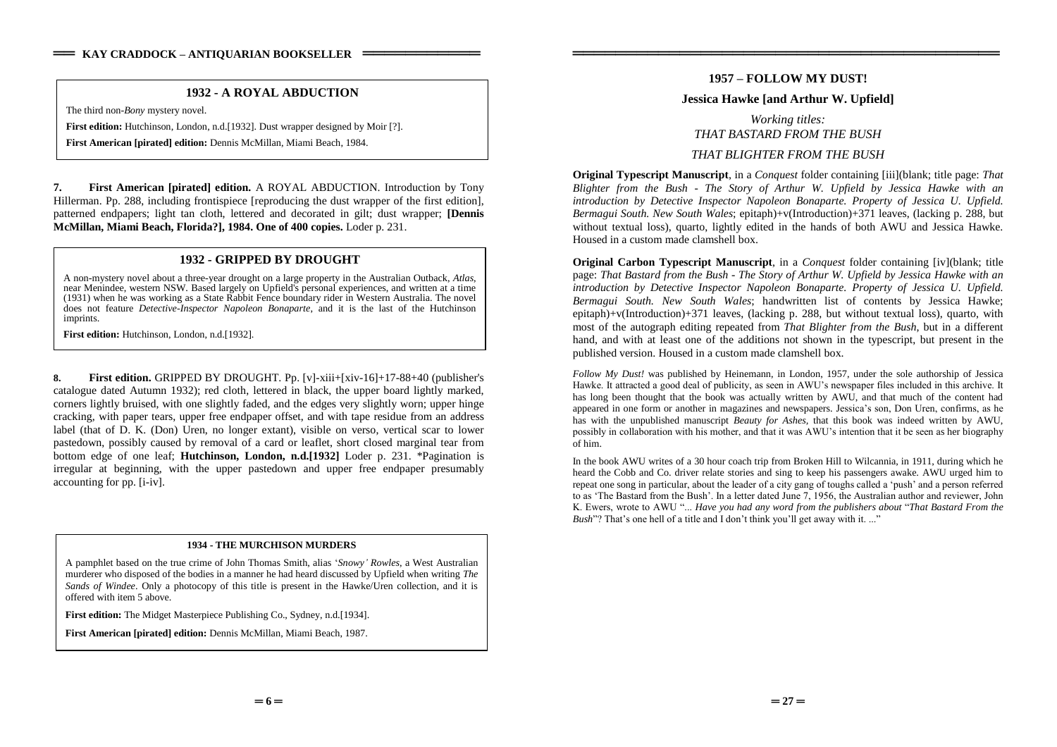## 1932 - A ROYAL ABDUCTION

The third non-*Bony* mystery novel.

**First edition:** Hutchinson, London, n.d.[1932]. Dust wrapper designed by Moir [?].

**First American [pirated] edition:** Dennis McMillan, Miami Beach, 1984.

**7. First American [pirated] edition.** A ROYAL ABDUCTION. Introduction by Tony Hillerman. Pp. 288, including frontispiece [reproducing the dust wrapper of the first edition], patterned endpapers; light tan cloth, lettered and decorated in gilt; dust wrapper; **[Dennis McMillan, Miami Beach, Florida?], 1984. One of 400 copies.** Loder p. 231.

## 1932 - GRIPPED BY DROUGHT

A non-mystery novel about a three-year drought on a large property in the Australian Outback, *Atlas*, near Menindee, western NSW. Based largely on Upfield's personal experiences, and written at a time (1931) when he was working as a State Rabbit Fence boundary rider in Western Australia. The novel does not feature *Detective-Inspector Napoleon Bonaparte*, and it is the last of the Hutchinson imprints.

**First edition:** Hutchinson, London, n.d.[1932].

**8. First edition.** GRIPPED BY DROUGHT. Pp. [v]-xiii+[xiv-16]+17-88+40 (publisher's catalogue dated Autumn 1932); red cloth, lettered in black, the upper board lightly marked, corners lightly bruised, with one slightly faded, and the edges very slightly worn; upper hinge cracking, with paper tears, upper free endpaper offset, and with tape residue from an address label (that of D. K. (Don) Uren, no longer extant), visible on verso, vertical scar to lower pastedown, possibly caused by removal of a card or leaflet, short closed marginal tear from bottom edge of one leaf; **Hutchinson, London, n.d.[1932]** Loder p. 231. *Pagination is irregular at beginning, with the upper pastedown and upper free endpaper presumably accounting for pp. [i-iv].

## 1934 - THE MURCHISON MURDERS

A pamphlet based on the true crime of John Thomas Smith, alias '*Snowy' Rowles*, a West Australian murderer who disposed of the bodies in a manner he had heard discussed by Upfield when writing *The Sands of Windee*. Only a photocopy of this title is present in the Hawke/Uren collection, and it is offered with item 5 above.

**First edition:** The Midget Masterpiece Publishing Co., Sydney, n.d.[1934].

**First American [pirated] edition:** Dennis McMillan, Miami Beach, 1987.

## 1957 – FOLLOW MY DUST!

### Jessica Hawke [and Arthur W. Upfield]

*Working titles:*
*THAT BASTARD FROM THE BUSH*

*THAT BLIGHTER FROM THE BUSH*

**Original Typescript Manuscript**, in a *Conquest* folder containing [iii](blank; title page: *That Blighter from the Bush - The Story of Arthur W. Upfield by Jessica Hawke with an introduction by Detective Inspector Napoleon Bonaparte. Property of Jessica U. Upfield. Bermagui South. New South Wales*; epitaph)+v(Introduction)+371 leaves, (lacking p. 288, but without textual loss), quarto, lightly edited in the hands of both AWU and Jessica Hawke. Housed in a custom made clamshell box.

**Original Carbon Typescript Manuscript**, in a *Conquest* folder containing [iv](blank; title page: *That Bastard from the Bush - The Story of Arthur W. Upfield by Jessica Hawke with an introduction by Detective Inspector Napoleon Bonaparte. Property of Jessica U. Upfield. Bermagui South. New South Wales*; handwritten list of contents by Jessica Hawke; epitaph)+v(Introduction)+371 leaves, (lacking p. 288, but without textual loss), quarto, with most of the autograph editing repeated from *That Blighter from the Bush*, but in a different hand, and with at least one of the additions not shown in the typescript, but present in the published version. Housed in a custom made clamshell box.

*Follow My Dust!* was published by Heinemann, in London, 1957, under the sole authorship of Jessica Hawke. It attracted a good deal of publicity, as seen in AWU's newspaper files included in this archive. It has long been thought that the book was actually written by AWU, and that much of the content had appeared in one form or another in magazines and newspapers. Jessica's son, Don Uren, confirms, as he has with the unpublished manuscript *Beauty for Ashes*, that this book was indeed written by AWU, possibly in collaboration with his mother, and that it was AWU's intention that it be seen as her biography of him.

In the book AWU writes of a 30 hour coach trip from Broken Hill to Wilcannia, in 1911, during which he heard the Cobb and Co. driver relate stories and sing to keep his passengers awake. AWU urged him to repeat one song in particular, about the leader of a city gang of toughs called a 'push' and a person referred to as 'The Bastard from the Bush'. In a letter dated June 7, 1956, the Australian author and reviewer, John K. Ewers, wrote to AWU "... *Have you had any word from the publishers about* "*That Bastard From the Bush*"? That's one hell of a title and I don't think you'll get away with it. ..."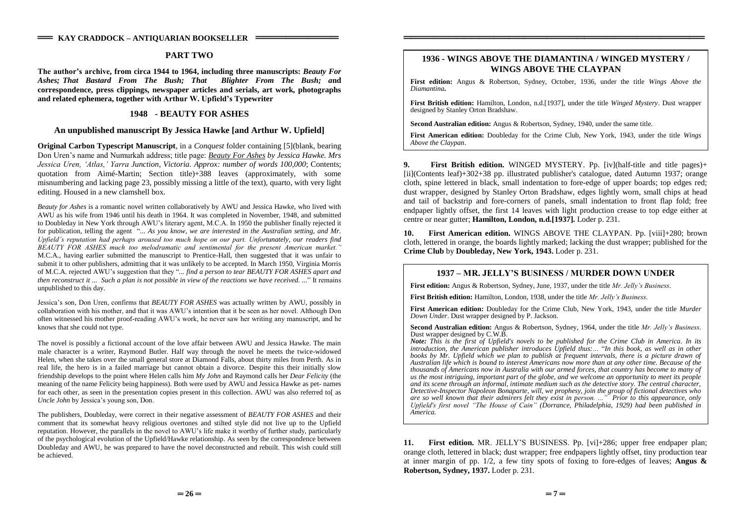## PART TWO

**The author's archive, from circa 1944 to 1964, including three manuscripts: *Beauty For Ashes; That Bastard From The Bush; That Blighter From The Bush;* and correspondence, press clippings, newspaper articles and serials, art work, photographs and related ephemera, together with Arthur W. Upfield's Typewriter**

### 1948 - BEAUTY FOR ASHES

### An unpublished manuscript By Jessica Hawke [and Arthur W. Upfield]

**Original Carbon Typescript Manuscript**, in a *Conquest* folder containing [5](blank, bearing Don Uren's name and Numurkah address; title page: *Beauty For Ashes by Jessica Hawke. Mrs Jessica Uren, 'Atlas,' Yarra Junction, Victoria. Approx: number of words 100,000*; Contents; quotation from Aimé-Martin; Section title)+388 leaves (approximately, with some misnumbering and lacking page 23, possibly missing a little of the text), quarto, with very light editing. Housed in a new clamshell box.

*Beauty for Ashes* is a romantic novel written collaboratively by AWU and Jessica Hawke, who lived with AWU as his wife from 1946 until his death in 1964. It was completed in November, 1948, and submitted to Doubleday in New York through AWU's literary agent, M.C.A. In 1950 the publisher finally rejected it for publication, telling the agent "... *As you know, we are interested in the Australian setting, and Mr. Upfield's reputation had perhaps aroused too much hope on our part. Unfortunately, our readers find BEAUTY FOR ASHES much too melodramatic and sentimental for the present American market."* M.C.A., having earlier submitted the manuscript to Prentice-Hall, then suggested that it was unfair to submit it to other publishers, admitting that it was unlikely to be accepted. In March 1950, Virginia Morris of M.C.A. rejected AWU's suggestion that they "... *find a person to tear BEAUTY FOR ASHES apart and then reconstruct it ... Such a plan is not possible in view of the reactions we have received. ...*" It remains unpublished to this day.

Jessica's son, Don Uren, confirms that *BEAUTY FOR ASHES* was actually written by AWU, possibly in collaboration with his mother, and that it was AWU's intention that it be seen as her novel. Although Don often witnessed his mother proof-reading AWU's work, he never saw her writing any manuscript, and he knows that she could not type.

The novel is possibly a fictional account of the love affair between AWU and Jessica Hawke. The main male character is a writer, Raymond Butler. Half way through the novel he meets the twice-widowed Helen, when she takes over the small general store at Diamond Falls, about thirty miles from Perth. As in real life, the hero is in a failed marriage but cannot obtain a divorce. Despite this their initially slow friendship develops to the point where Helen calls him *My John* and Raymond calls her *Dear Felicity* (the meaning of the name Felicity being happiness). Both were used by AWU and Jessica Hawke as pet- names for each other, as seen in the presentation copies present in this collection. AWU was also referred to[ as *Uncle John* by Jessica's young son, Don.

The publishers, Doubleday, were correct in their negative assessment of *BEAUTY FOR ASHES* and their comment that its somewhat heavy religious overtones and stilted style did not live up to the Upfield reputation. However, the parallels in the novel to AWU's life make it worthy of further study, particularly of the psychological evolution of the Upfield/Hawke relationship. As seen by the correspondence between Doubleday and AWU, he was prepared to have the novel deconstructed and rebuilt. This wish could still be achieved.

### 1936 - WINGS ABOVE THE DIAMANTINA / WINGED MYSTERY / WINGS ABOVE THE CLAYPAN

**First edition:** Angus & Robertson, Sydney, October, 1936, under the title *Wings Above the Diamantina***.**

**First British edition:** Hamilton, London, n.d.[1937], under the title *Winged Mystery*. Dust wrapper designed by Stanley Orton Bradshaw.

**Second Australian edition:** Angus & Robertson, Sydney, 1940, under the same title.

**First American edition:** Doubleday for the Crime Club, New York, 1943, under the title *Wings Above the Claypan*.

**9. First British edition.** WINGED MYSTERY. Pp. [iv](half-title and title pages)+[ii](Contents leaf)+302+38 pp. illustrated publisher's catalogue, dated Autumn 1937; orange cloth, spine lettered in black, small indentation to fore-edge of upper boards; top edges red; dust wrapper, designed by Stanley Orton Bradshaw, edges lightly worn, small chips at head and tail of backstrip and fore-corners of panels, small indentation to front flap fold; free endpaper lightly offset, the first 14 leaves with light production crease to top edge either at centre or near gutter; **Hamilton, London, n.d.[1937].** Loder p. 231.

**10. First American edition.** WINGS ABOVE THE CLAYPAN. Pp. [viii]+280; brown cloth, lettered in orange, the boards lightly marked; lacking the dust wrapper; published for the **Crime Club** by **Doubleday, New York, 1943.** Loder p. 231.

### 1937 – MR. JELLY'S BUSINESS / MURDER DOWN UNDER

**First edition:** Angus & Robertson, Sydney, June, 1937, under the title *Mr. Jelly's Business*.

**First British edition:** Hamilton, London, 1938, under the title *Mr. Jelly's Business*.

**First American edition:** Doubleday for the Crime Club, New York, 1943, under the title *Murder Down Under*. Dust wrapper designed by P. Jackson.

**Second Australian edition:** Angus & Robertson, Sydney, 1964, under the title *Mr. Jelly's Business*. Dust wrapper designed by C.W.B.

***Note:*** *This is the first of Upfield's novels to be published for the Crime Club in America. In its introduction, the American publisher introduces Upfield thus:...* "*In this book, as well as in other books by Mr. Upfield which we plan to publish at frequent intervals, there is a picture drawn of Australian life which is bound to interest Americans now more than at any other time. Because of the thousands of Americans now in Australia with our armed forces, that country has become to many of us the most intriguing, important part of the globe, and we welcome an opportunity to meet its people and its scene through an informal, intimate medium such as the detective story. The central character, Detective-Inspector Napoleon Bonaparte, will, we prophesy, join the group of fictional detectives who are so well known that their admirers felt they exist in person. ...*" *Prior to this appearance, only Upfield's first novel "The House of Cain" (Dorrance, Philadelphia, 1929) had been published in America.*

**11. First edition.** MR. JELLY'S BUSINESS. Pp. [vi]+286; upper free endpaper plan; orange cloth, lettered in black; dust wrapper; free endpapers lightly offset, tiny production tear at inner margin of pp. 1/2, a few tiny spots of foxing to fore-edges of leaves; **Angus & Robertson, Sydney, 1937.** Loder p. 231.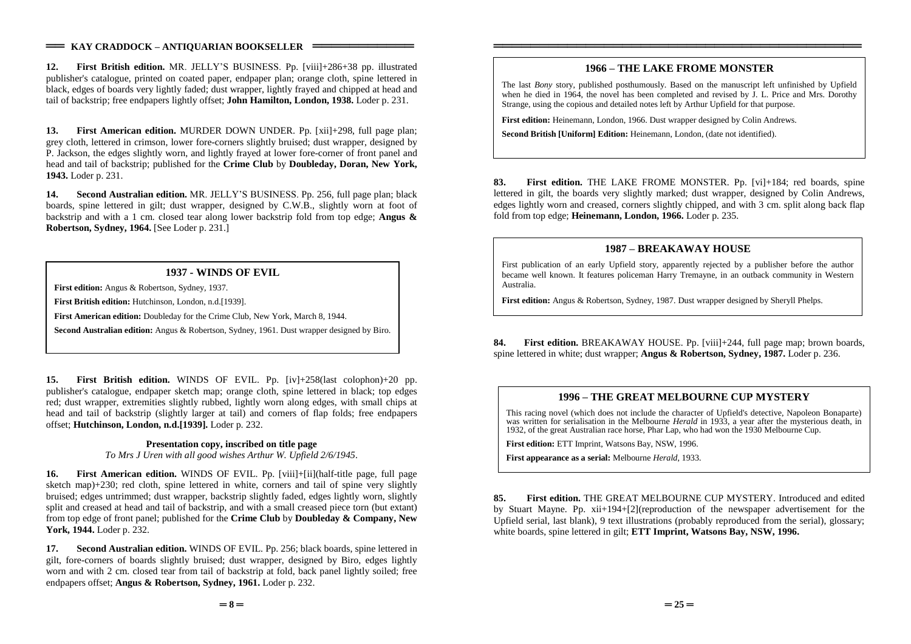**12. First British edition.** MR. JELLY'S BUSINESS. Pp. [viii]+286+38 pp. illustrated publisher's catalogue, printed on coated paper, endpaper plan; orange cloth, spine lettered in black, edges of boards very lightly faded; dust wrapper, lightly frayed and chipped at head and tail of backstrip; free endpapers lightly offset; **John Hamilton, London, 1938.** Loder p. 231.

**13. First American edition.** MURDER DOWN UNDER. Pp. [xii]+298, full page plan; grey cloth, lettered in crimson, lower fore-corners slightly bruised; dust wrapper, designed by P. Jackson, the edges slightly worn, and lightly frayed at lower fore-corner of front panel and head and tail of backstrip; published for the **Crime Club** by **Doubleday, Doran, New York, 1943.** Loder p. 231.

**14. Second Australian edition.** MR. JELLY'S BUSINESS. Pp. 256, full page plan; black boards, spine lettered in gilt; dust wrapper, designed by C.W.B., slightly worn at foot of backstrip and with a 1 cm. closed tear along lower backstrip fold from top edge; **Angus & Robertson, Sydney, 1964.** [See Loder p. 231.]

## 1937 - WINDS OF EVIL

**First edition:** Angus & Robertson, Sydney, 1937.

**First British edition:** Hutchinson, London, n.d.[1939].

**First American edition:** Doubleday for the Crime Club, New York, March 8, 1944.

**Second Australian edition:** Angus & Robertson, Sydney, 1961. Dust wrapper designed by Biro.

**15. First British edition.** WINDS OF EVIL. Pp. [iv]+258(last colophon)+20 pp. publisher's catalogue, endpaper sketch map; orange cloth, spine lettered in black; top edges red; dust wrapper, extremities slightly rubbed, lightly worn along edges, with small chips at head and tail of backstrip (slightly larger at tail) and corners of flap folds; free endpapers offset; **Hutchinson, London, n.d.[1939].** Loder p. 232.

**Presentation copy, inscribed on title page**

*To Mrs J Uren with all good wishes Arthur W. Upfield 2/6/1945*.

**16. First American edition.** WINDS OF EVIL. Pp. [viii]+[ii](half-title page, full page sketch map)+230; red cloth, spine lettered in white, corners and tail of spine very slightly bruised; edges untrimmed; dust wrapper, backstrip slightly faded, edges lightly worn, slightly split and creased at head and tail of backstrip, and with a small creased piece torn (but extant) from top edge of front panel; published for the **Crime Club** by **Doubleday & Company, New York, 1944.** Loder p. 232.

**17. Second Australian edition.** WINDS OF EVIL. Pp. 256; black boards, spine lettered in gilt, fore-corners of boards slightly bruised; dust wrapper, designed by Biro, edges lightly worn and with 2 cm. closed tear from tail of backstrip at fold, back panel lightly soiled; free endpapers offset; **Angus & Robertson, Sydney, 1961.** Loder p. 232.

## 1966 – THE LAKE FROME MONSTER

The last *Bony* story, published posthumously. Based on the manuscript left unfinished by Upfield when he died in 1964, the novel has been completed and revised by J. L. Price and Mrs. Dorothy Strange, using the copious and detailed notes left by Arthur Upfield for that purpose.

**First edition:** Heinemann, London, 1966. Dust wrapper designed by Colin Andrews.

**Second British [Uniform] Edition:** Heinemann, London, (date not identified).

**83. First edition.** THE LAKE FROME MONSTER. Pp. [vi]+184; red boards, spine lettered in gilt, the boards very slightly marked; dust wrapper, designed by Colin Andrews, edges lightly worn and creased, corners slightly chipped, and with 3 cm. split along back flap fold from top edge; **Heinemann, London, 1966.** Loder p. 235.

## 1987 – BREAKAWAY HOUSE

First publication of an early Upfield story, apparently rejected by a publisher before the author became well known. It features policeman Harry Tremayne, in an outback community in Western Australia.

**First edition:** Angus & Robertson, Sydney, 1987. Dust wrapper designed by Sheryll Phelps.

**84. First edition.** BREAKAWAY HOUSE. Pp. [viii]+244, full page map; brown boards, spine lettered in white; dust wrapper; **Angus & Robertson, Sydney, 1987.** Loder p. 236.

## 1996 – THE GREAT MELBOURNE CUP MYSTERY

This racing novel (which does not include the character of Upfield's detective, Napoleon Bonaparte) was written for serialisation in the Melbourne *Herald* in 1933, a year after the mysterious death, in 1932, of the great Australian race horse, Phar Lap, who had won the 1930 Melbourne Cup.

**First edition:** ETT Imprint, Watsons Bay, NSW, 1996.

**First appearance as a serial:** Melbourne *Herald*, 1933.

**85. First edition.** THE GREAT MELBOURNE CUP MYSTERY. Introduced and edited by Stuart Mayne. Pp. xii+194+[2](reproduction of the newspaper advertisement for the Upfield serial, last blank), 9 text illustrations (probably reproduced from the serial), glossary; white boards, spine lettered in gilt; **ETT Imprint, Watsons Bay, NSW, 1996.**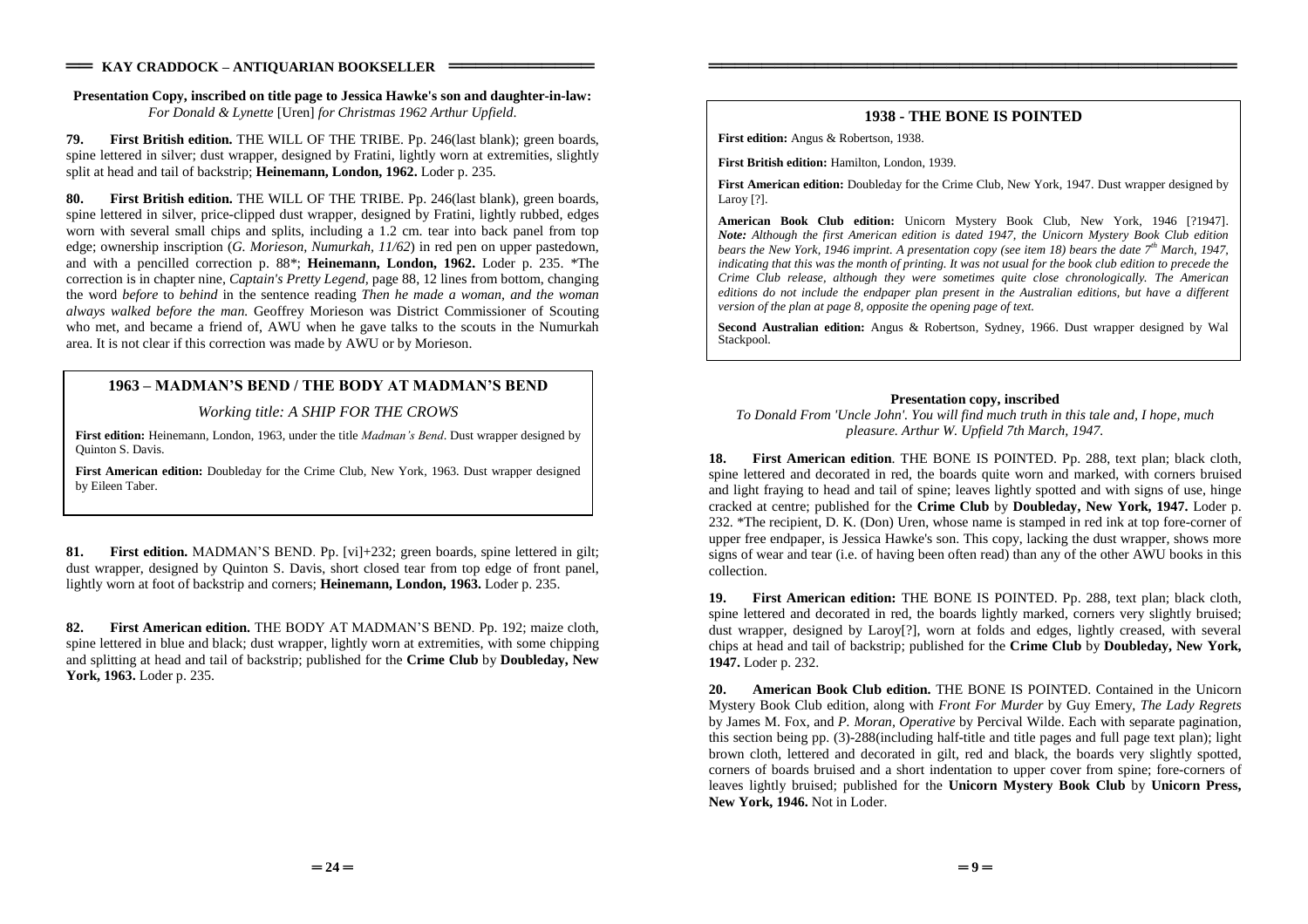**Presentation Copy, inscribed on title page to Jessica Hawke's son and daughter-in-law:**
*For Donald & Lynette* [Uren] *for Christmas 1962 Arthur Upfield.*

**79. First British edition.** THE WILL OF THE TRIBE. Pp. 246(last blank); green boards, spine lettered in silver; dust wrapper, designed by Fratini, lightly worn at extremities, slightly split at head and tail of backstrip; **Heinemann, London, 1962.** Loder p. 235.

**80. First British edition.** THE WILL OF THE TRIBE. Pp. 246(last blank), green boards, spine lettered in silver, price-clipped dust wrapper, designed by Fratini, lightly rubbed, edges worn with several small chips and splits, including a 1.2 cm. tear into back panel from top edge; ownership inscription (*G. Morieson, Numurkah, 11/62*) in red pen on upper pastedown, and with a pencilled correction p. 88*; **Heinemann, London, 1962.** Loder p. 235. *The correction is in chapter nine, *Captain's Pretty Legend*, page 88, 12 lines from bottom, changing the word *before* to *behind* in the sentence reading *Then he made a woman, and the woman always walked before the man.* Geoffrey Morieson was District Commissioner of Scouting who met, and became a friend of, AWU when he gave talks to the scouts in the Numurkah area. It is not clear if this correction was made by AWU or by Morieson.

## 1963 – MADMAN'S BEND / THE BODY AT MADMAN'S BEND

*Working title: A SHIP FOR THE CROWS*

**First edition:** Heinemann, London, 1963, under the title *Madman's Bend*. Dust wrapper designed by Quinton S. Davis.

**First American edition:** Doubleday for the Crime Club, New York, 1963. Dust wrapper designed by Eileen Taber.

**81. First edition.** MADMAN'S BEND. Pp. [vi]+232; green boards, spine lettered in gilt; dust wrapper, designed by Quinton S. Davis, short closed tear from top edge of front panel, lightly worn at foot of backstrip and corners; **Heinemann, London, 1963.** Loder p. 235.

**82. First American edition.** THE BODY AT MADMAN'S BEND. Pp. 192; maize cloth, spine lettered in blue and black; dust wrapper, lightly worn at extremities, with some chipping and splitting at head and tail of backstrip; published for the **Crime Club** by **Doubleday, New York, 1963.** Loder p. 235.

## 1938 - THE BONE IS POINTED

**First edition:** Angus & Robertson, 1938.

**First British edition:** Hamilton, London, 1939.

**First American edition:** Doubleday for the Crime Club, New York, 1947. Dust wrapper designed by Laroy [?].

**American Book Club edition:** Unicorn Mystery Book Club, New York, 1946 [?1947]. ***Note:*** *Although the first American edition is dated 1947, the Unicorn Mystery Book Club edition bears the New York, 1946 imprint. A presentation copy (see item 18) bears the date 7th March, 1947, indicating that this was the month of printing. It was not usual for the book club edition to precede the Crime Club release, although they were sometimes quite close chronologically. The American editions do not include the endpaper plan present in the Australian editions, but have a different version of the plan at page 8, opposite the opening page of text.*

**Second Australian edition:** Angus & Robertson, Sydney, 1966. Dust wrapper designed by Wal Stackpool.

**Presentation copy, inscribed**
*To Donald From 'Uncle John'. You will find much truth in this tale and, I hope, much pleasure. Arthur W. Upfield 7th March, 1947.*

**18. First American edition**. THE BONE IS POINTED. Pp. 288, text plan; black cloth, spine lettered and decorated in red, the boards quite worn and marked, with corners bruised and light fraying to head and tail of spine; leaves lightly spotted and with signs of use, hinge cracked at centre; published for the **Crime Club** by **Doubleday, New York, 1947.** Loder p. 232. *The recipient, D. K. (Don) Uren, whose name is stamped in red ink at top fore-corner of upper free endpaper, is Jessica Hawke's son. This copy, lacking the dust wrapper, shows more signs of wear and tear (i.e. of having been often read) than any of the other AWU books in this collection.

**19. First American edition:** THE BONE IS POINTED. Pp. 288, text plan; black cloth, spine lettered and decorated in red, the boards lightly marked, corners very slightly bruised; dust wrapper, designed by Laroy[?], worn at folds and edges, lightly creased, with several chips at head and tail of backstrip; published for the **Crime Club** by **Doubleday, New York, 1947.** Loder p. 232.

**20. American Book Club edition.** THE BONE IS POINTED. Contained in the Unicorn Mystery Book Club edition, along with *Front For Murder* by Guy Emery, *The Lady Regrets* by James M. Fox, and *P. Moran, Operative* by Percival Wilde. Each with separate pagination, this section being pp. (3)-288(including half-title and title pages and full page text plan); light brown cloth, lettered and decorated in gilt, red and black, the boards very slightly spotted, corners of boards bruised and a short indentation to upper cover from spine; fore-corners of leaves lightly bruised; published for the **Unicorn Mystery Book Club** by **Unicorn Press, New York, 1946.** Not in Loder.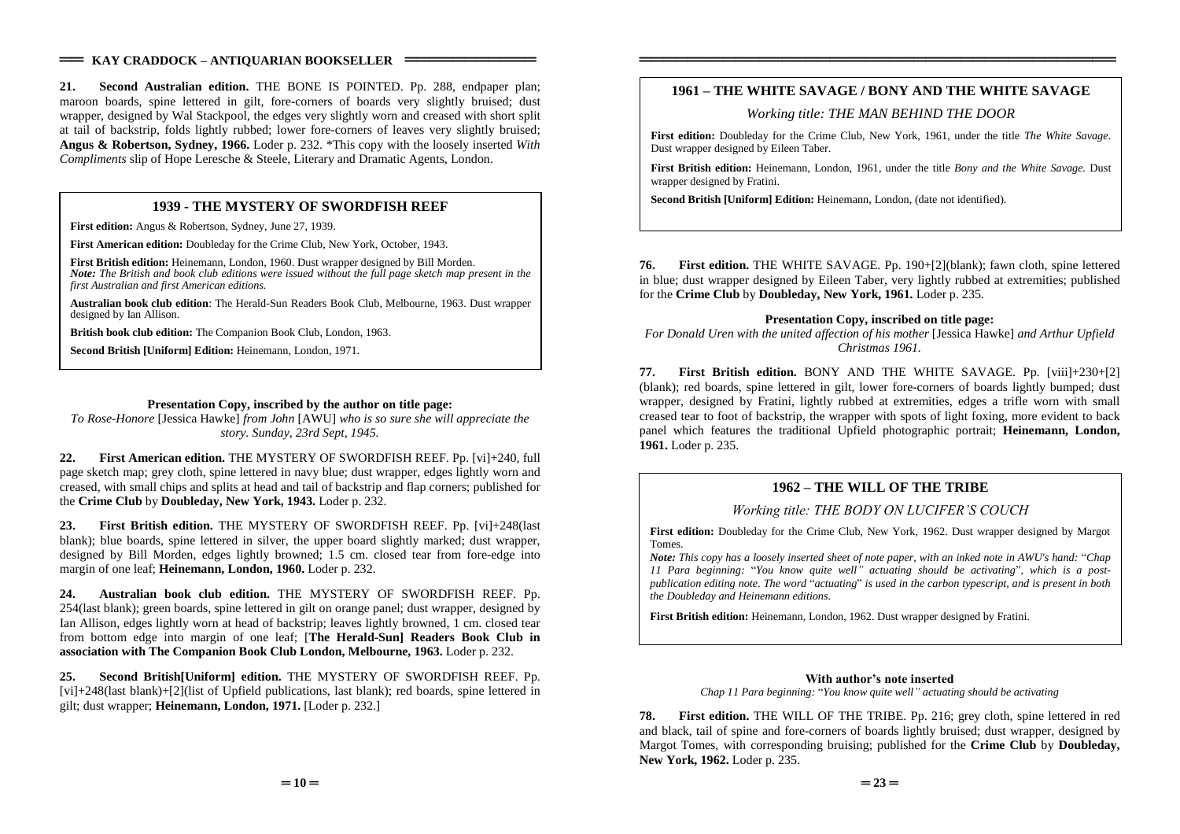**21. Second Australian edition.** THE BONE IS POINTED. Pp. 288, endpaper plan; maroon boards, spine lettered in gilt, fore-corners of boards very slightly bruised; dust wrapper, designed by Wal Stackpool, the edges very slightly worn and creased with short split at tail of backstrip, folds lightly rubbed; lower fore-corners of leaves very slightly bruised; **Angus & Robertson, Sydney, 1966.** Loder p. 232. *This copy with the loosely inserted *With Compliments* slip of Hope Leresche & Steele, Literary and Dramatic Agents, London.

## 1939 - THE MYSTERY OF SWORDFISH REEF

**First edition:** Angus & Robertson, Sydney, June 27, 1939.

**First American edition:** Doubleday for the Crime Club, New York, October, 1943.

**First British edition:** Heinemann, London, 1960. Dust wrapper designed by Bill Morden.
***Note:*** *The British and book club editions were issued without the full page sketch map present in the first Australian and first American editions.*

**Australian book club edition**: The Herald-Sun Readers Book Club, Melbourne, 1963. Dust wrapper designed by Ian Allison.

**British book club edition:** The Companion Book Club, London, 1963.

**Second British [Uniform] Edition:** Heinemann, London, 1971.

**Presentation Copy, inscribed by the author on title page:**

*To Rose-Honore* [Jessica Hawke] *from John* [AWU] *who is so sure she will appreciate the story. Sunday, 23rd Sept, 1945.*

**22. First American edition.** THE MYSTERY OF SWORDFISH REEF. Pp. [vi]+240, full page sketch map; grey cloth, spine lettered in navy blue; dust wrapper, edges lightly worn and creased, with small chips and splits at head and tail of backstrip and flap corners; published for the **Crime Club** by **Doubleday, New York, 1943.** Loder p. 232.

**23. First British edition.** THE MYSTERY OF SWORDFISH REEF. Pp. [vi]+248(last blank); blue boards, spine lettered in silver, the upper board slightly marked; dust wrapper, designed by Bill Morden, edges lightly browned; 1.5 cm. closed tear from fore-edge into margin of one leaf; **Heinemann, London, 1960.** Loder p. 232.

**24. Australian book club edition.** THE MYSTERY OF SWORDFISH REEF. Pp. 254(last blank); green boards, spine lettered in gilt on orange panel; dust wrapper, designed by Ian Allison, edges lightly worn at head of backstrip; leaves lightly browned, 1 cm. closed tear from bottom edge into margin of one leaf; [**The Herald-Sun] Readers Book Club in association with The Companion Book Club London, Melbourne, 1963.** Loder p. 232.

**25. Second British[Uniform] edition.** THE MYSTERY OF SWORDFISH REEF. Pp. [vi]+248(last blank)+[2](list of Upfield publications, last blank); red boards, spine lettered in gilt; dust wrapper; **Heinemann, London, 1971.** [Loder p. 232.]

## 1961 – THE WHITE SAVAGE / BONY AND THE WHITE SAVAGE

*Working title: THE MAN BEHIND THE DOOR*

**First edition:** Doubleday for the Crime Club, New York, 1961, under the title *The White Savage*. Dust wrapper designed by Eileen Taber.

**First British edition:** Heinemann, London, 1961, under the title *Bony and the White Savage.* Dust wrapper designed by Fratini.

**Second British [Uniform] Edition:** Heinemann, London, (date not identified).

**76. First edition.** THE WHITE SAVAGE. Pp. 190+[2](blank); fawn cloth, spine lettered in blue; dust wrapper designed by Eileen Taber, very lightly rubbed at extremities; published for the **Crime Club** by **Doubleday, New York, 1961.** Loder p. 235.

**Presentation Copy, inscribed on title page:**

*For Donald Uren with the united affection of his mother* [Jessica Hawke] *and Arthur Upfield Christmas 1961.*

**77. First British edition.** BONY AND THE WHITE SAVAGE. Pp. [viii]+230+[2] (blank); red boards, spine lettered in gilt, lower fore-corners of boards lightly bumped; dust wrapper, designed by Fratini, lightly rubbed at extremities, edges a trifle worn with small creased tear to foot of backstrip, the wrapper with spots of light foxing, more evident to back panel which features the traditional Upfield photographic portrait; **Heinemann, London, 1961.** Loder p. 235.

## 1962 – THE WILL OF THE TRIBE

*Working title: THE BODY ON LUCIFER'S COUCH*

**First edition:** Doubleday for the Crime Club, New York, 1962. Dust wrapper designed by Margot Tomes.
***Note:*** *This copy has a loosely inserted sheet of note paper, with an inked note in AWU's hand:* "*Chap 11 Para beginning:* "*You know quite well" actuating should be activating*", *which is a post-publication editing note. The word* "*actuating*" *is used in the carbon typescript, and is present in both the Doubleday and Heinemann editions.*

**First British edition:** Heinemann, London, 1962. Dust wrapper designed by Fratini.

**With author's note inserted**

*Chap 11 Para beginning:* "*You know quite well" actuating should be activating*

**78. First edition.** THE WILL OF THE TRIBE. Pp. 216; grey cloth, spine lettered in red and black, tail of spine and fore-corners of boards lightly bruised; dust wrapper, designed by Margot Tomes, with corresponding bruising; published for the **Crime Club** by **Doubleday, New York, 1962.** Loder p. 235.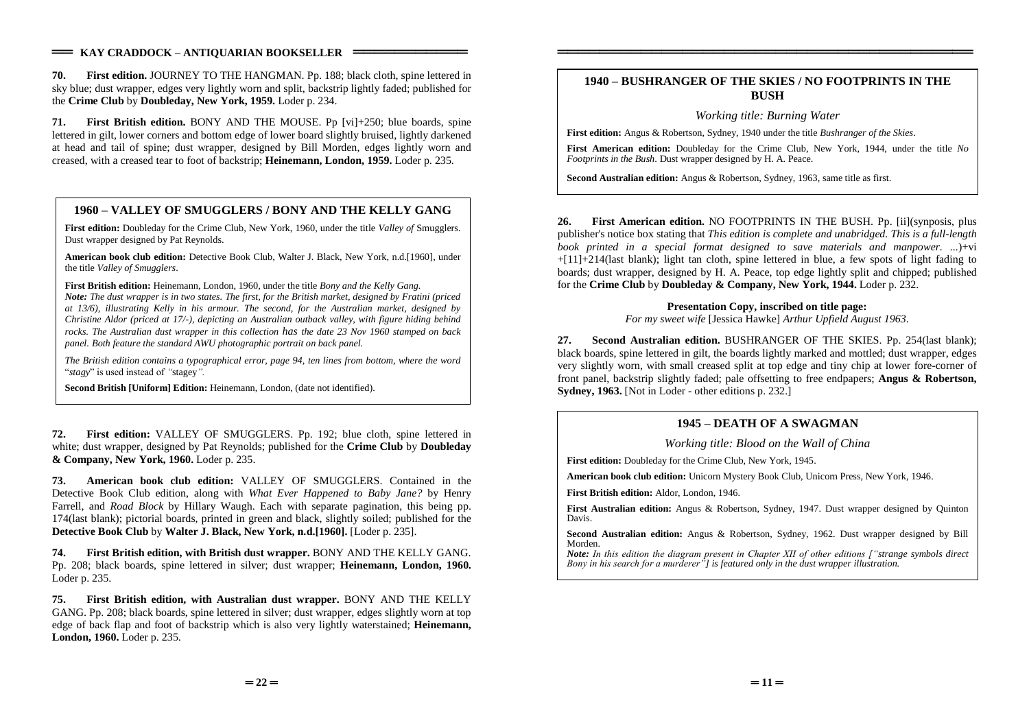**70. First edition.** JOURNEY TO THE HANGMAN. Pp. 188; black cloth, spine lettered in sky blue; dust wrapper, edges very lightly worn and split, backstrip lightly faded; published for the **Crime Club** by **Doubleday, New York, 1959.** Loder p. 234.

**71. First British edition.** BONY AND THE MOUSE. Pp [vi]+250; blue boards, spine lettered in gilt, lower corners and bottom edge of lower board slightly bruised, lightly darkened at head and tail of spine; dust wrapper, designed by Bill Morden, edges lightly worn and creased, with a creased tear to foot of backstrip; **Heinemann, London, 1959.** Loder p. 235.

## 1960 – VALLEY OF SMUGGLERS / BONY AND THE KELLY GANG

**First edition:** Doubleday for the Crime Club, New York, 1960, under the title *Valley of* Smugglers. Dust wrapper designed by Pat Reynolds.

**American book club edition:** Detective Book Club, Walter J. Black, New York, n.d.[1960], under the title *Valley of Smugglers*.

**First British edition:** Heinemann, London, 1960, under the title *Bony and the Kelly Gang.*
***Note:*** *The dust wrapper is in two states. The first, for the British market, designed by Fratini (priced at 13/6), illustrating Kelly in his armour. The second, for the Australian market, designed by Christine Aldor (priced at 17/-), depicting an Australian outback valley, with figure hiding behind rocks. The Australian dust wrapper in this collection has the date 23 Nov 1960 stamped on back panel. Both feature the standard AWU photographic portrait on back panel.*

*The British edition contains a typographical error, page 94, ten lines from bottom, where the word* "*stagy*" is used instead of *"*stagey*".*

**Second British [Uniform] Edition:** Heinemann, London, (date not identified).

**72. First edition:** VALLEY OF SMUGGLERS. Pp. 192; blue cloth, spine lettered in white; dust wrapper, designed by Pat Reynolds; published for the **Crime Club** by **Doubleday & Company, New York, 1960.** Loder p. 235.

**73. American book club edition:** VALLEY OF SMUGGLERS. Contained in the Detective Book Club edition, along with *What Ever Happened to Baby Jane?* by Henry Farrell, and *Road Block* by Hillary Waugh. Each with separate pagination, this being pp. 174(last blank); pictorial boards, printed in green and black, slightly soiled; published for the **Detective Book Club** by **Walter J. Black, New York, n.d.[1960].** [Loder p. 235].

**74. First British edition, with British dust wrapper.** BONY AND THE KELLY GANG. Pp. 208; black boards, spine lettered in silver; dust wrapper; **Heinemann, London, 1960.** Loder p. 235.

**75. First British edition, with Australian dust wrapper.** BONY AND THE KELLY GANG. Pp. 208; black boards, spine lettered in silver; dust wrapper, edges slightly worn at top edge of back flap and foot of backstrip which is also very lightly waterstained; **Heinemann, London, 1960.** Loder p. 235.

## 1940 – BUSHRANGER OF THE SKIES / NO FOOTPRINTS IN THE BUSH

*Working title: Burning Water*

**First edition:** Angus & Robertson, Sydney, 1940 under the title *Bushranger of the Skies*.

**First American edition:** Doubleday for the Crime Club, New York, 1944, under the title *No Footprints in the Bush*. Dust wrapper designed by H. A. Peace.

**Second Australian edition:** Angus & Robertson, Sydney, 1963, same title as first.

**26. First American edition.** NO FOOTPRINTS IN THE BUSH. Pp. [ii](synposis, plus publisher's notice box stating that *This edition is complete and unabridged. This is a full-length book printed in a special format designed to save materials and manpower. ...*)+vi +[11]+214(last blank); light tan cloth, spine lettered in blue, a few spots of light fading to boards; dust wrapper, designed by H. A. Peace, top edge lightly split and chipped; published for the **Crime Club** by **Doubleday & Company, New York, 1944.** Loder p. 232.

**Presentation Copy, inscribed on title page:**
*For my sweet wife* [Jessica Hawke] *Arthur Upfield August 1963*.

**27. Second Australian edition.** BUSHRANGER OF THE SKIES. Pp. 254(last blank); black boards, spine lettered in gilt, the boards lightly marked and mottled; dust wrapper, edges very slightly worn, with small creased split at top edge and tiny chip at lower fore-corner of front panel, backstrip slightly faded; pale offsetting to free endpapers; **Angus & Robertson, Sydney, 1963.** [Not in Loder - other editions p. 232.]

## 1945 – DEATH OF A SWAGMAN

*Working title: Blood on the Wall of China*

**First edition:** Doubleday for the Crime Club, New York, 1945.

**American book club edition:** Unicorn Mystery Book Club, Unicorn Press, New York, 1946.

**First British edition:** Aldor, London, 1946.

**First Australian edition:** Angus & Robertson, Sydney, 1947. Dust wrapper designed by Quinton Davis.

**Second Australian edition:** Angus & Robertson, Sydney, 1962. Dust wrapper designed by Bill Morden.
***Note:*** *In this edition the diagram present in Chapter XII of other editions ["strange symbols direct Bony in his search for a murderer"] is featured only in the dust wrapper illustration.*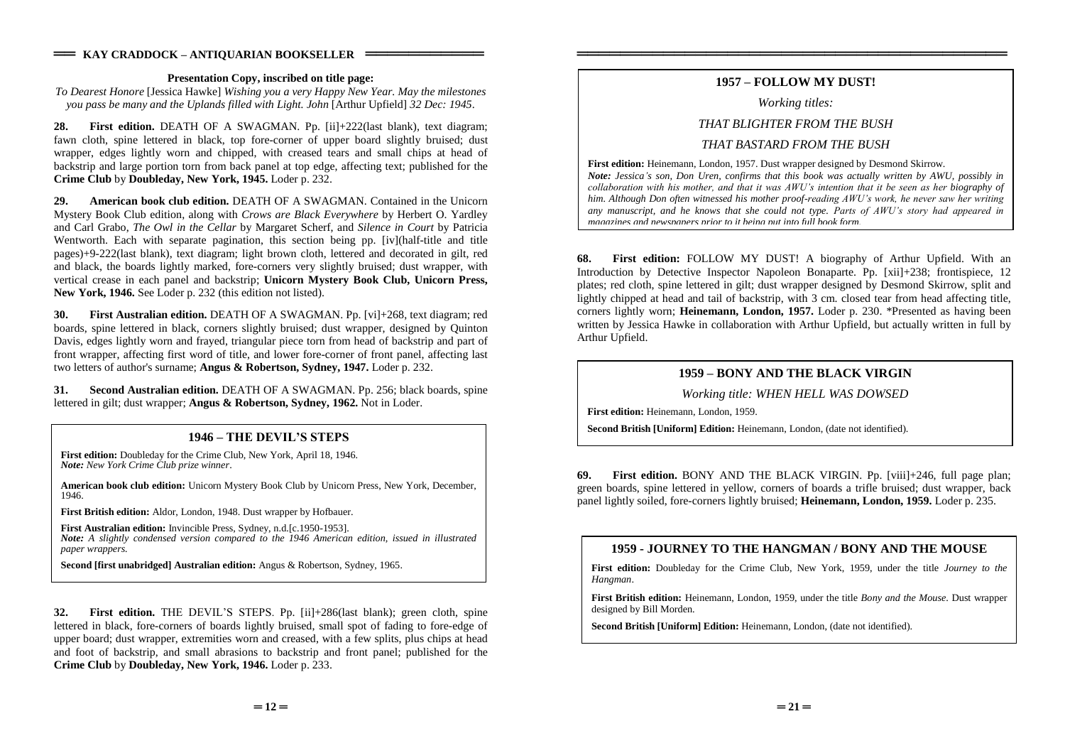**Presentation Copy, inscribed on title page:**

*To Dearest Honore* [Jessica Hawke] *Wishing you a very Happy New Year. May the milestones you pass be many and the Uplands filled with Light. John* [Arthur Upfield] *32 Dec: 1945*.

**28. First edition.** DEATH OF A SWAGMAN. Pp. [ii]+222(last blank), text diagram; fawn cloth, spine lettered in black, top fore-corner of upper board slightly bruised; dust wrapper, edges lightly worn and chipped, with creased tears and small chips at head of backstrip and large portion torn from back panel at top edge, affecting text; published for the **Crime Club** by **Doubleday, New York, 1945.** Loder p. 232.

**29. American book club edition.** DEATH OF A SWAGMAN. Contained in the Unicorn Mystery Book Club edition, along with *Crows are Black Everywhere* by Herbert O. Yardley and Carl Grabo, *The Owl in the Cellar* by Margaret Scherf, and *Silence in Court* by Patricia Wentworth. Each with separate pagination, this section being pp. [iv](half-title and title pages)+9-222(last blank), text diagram; light brown cloth, lettered and decorated in gilt, red and black, the boards lightly marked, fore-corners very slightly bruised; dust wrapper, with vertical crease in each panel and backstrip; **Unicorn Mystery Book Club, Unicorn Press, New York, 1946.** See Loder p. 232 (this edition not listed).

**30. First Australian edition.** DEATH OF A SWAGMAN. Pp. [vi]+268, text diagram; red boards, spine lettered in black, corners slightly bruised; dust wrapper, designed by Quinton Davis, edges lightly worn and frayed, triangular piece torn from head of backstrip and part of front wrapper, affecting first word of title, and lower fore-corner of front panel, affecting last two letters of author's surname; **Angus & Robertson, Sydney, 1947.** Loder p. 232.

**31. Second Australian edition.** DEATH OF A SWAGMAN. Pp. 256; black boards, spine lettered in gilt; dust wrapper; **Angus & Robertson, Sydney, 1962.** Not in Loder.

## 1946 – THE DEVIL'S STEPS

**First edition:** Doubleday for the Crime Club, New York, April 18, 1946.
***Note:*** *New York Crime Club prize winner*.

**American book club edition:** Unicorn Mystery Book Club by Unicorn Press, New York, December, 1946.

**First British edition:** Aldor, London, 1948. Dust wrapper by Hofbauer.

**First Australian edition:** Invincible Press, Sydney, n.d.[c.1950-1953].
***Note:*** *A slightly condensed version compared to the 1946 American edition, issued in illustrated paper wrappers.*

**Second [first unabridged] Australian edition:** Angus & Robertson, Sydney, 1965.

**32. First edition.** THE DEVIL'S STEPS. Pp. [ii]+286(last blank); green cloth, spine lettered in black, fore-corners of boards lightly bruised, small spot of fading to fore-edge of upper board; dust wrapper, extremities worn and creased, with a few splits, plus chips at head and foot of backstrip, and small abrasions to backstrip and front panel; published for the **Crime Club** by **Doubleday, New York, 1946.** Loder p. 233.

## 1957 – FOLLOW MY DUST!

*Working titles:*

*THAT BLIGHTER FROM THE BUSH*

*THAT BASTARD FROM THE BUSH*

**First edition:** Heinemann, London, 1957. Dust wrapper designed by Desmond Skirrow.
***Note:*** *Jessica's son, Don Uren, confirms that this book was actually written by AWU, possibly in collaboration with his mother, and that it was AWU's intention that it be seen as her biography of him. Although Don often witnessed his mother proof-reading AWU's work, he never saw her writing any manuscript, and he knows that she could not type. Parts of AWU's story had appeared in magazines and newspapers prior to it being put into full book form.*

**68. First edition:** FOLLOW MY DUST! A biography of Arthur Upfield. With an Introduction by Detective Inspector Napoleon Bonaparte. Pp. [xii]+238; frontispiece, 12 plates; red cloth, spine lettered in gilt; dust wrapper designed by Desmond Skirrow, split and lightly chipped at head and tail of backstrip, with 3 cm. closed tear from head affecting title, corners lightly worn; **Heinemann, London, 1957.** Loder p. 230. *Presented as having been written by Jessica Hawke in collaboration with Arthur Upfield, but actually written in full by Arthur Upfield.

## 1959 – BONY AND THE BLACK VIRGIN

*Working title: WHEN HELL WAS DOWSED*

**First edition:** Heinemann, London, 1959.

**Second British [Uniform] Edition:** Heinemann, London, (date not identified).

**69. First edition.** BONY AND THE BLACK VIRGIN. Pp. [viii]+246, full page plan; green boards, spine lettered in yellow, corners of boards a trifle bruised; dust wrapper, back panel lightly soiled, fore-corners lightly bruised; **Heinemann, London, 1959.** Loder p. 235.

## 1959 - JOURNEY TO THE HANGMAN / BONY AND THE MOUSE

**First edition:** Doubleday for the Crime Club, New York, 1959, under the title *Journey to the Hangman*.

**First British edition:** Heinemann, London, 1959, under the title *Bony and the Mouse*. Dust wrapper designed by Bill Morden.

**Second British [Uniform] Edition:** Heinemann, London, (date not identified).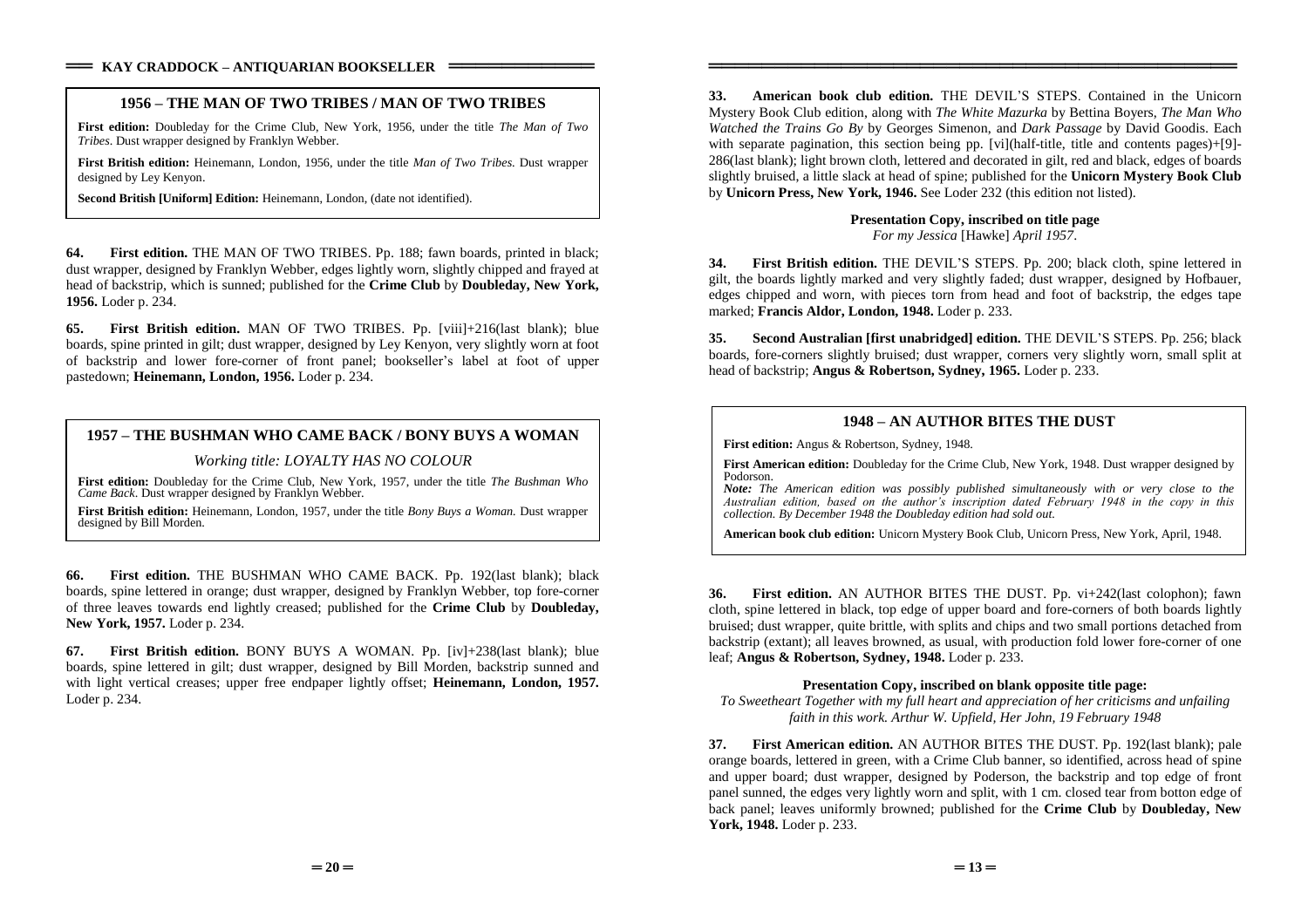## 1956 – THE MAN OF TWO TRIBES / MAN OF TWO TRIBES

**First edition:** Doubleday for the Crime Club, New York, 1956, under the title *The Man of Two Tribes*. Dust wrapper designed by Franklyn Webber.

**First British edition:** Heinemann, London, 1956, under the title *Man of Two Tribes.* Dust wrapper designed by Ley Kenyon.

**Second British [Uniform] Edition:** Heinemann, London, (date not identified).

**64. First edition.** THE MAN OF TWO TRIBES. Pp. 188; fawn boards, printed in black; dust wrapper, designed by Franklyn Webber, edges lightly worn, slightly chipped and frayed at head of backstrip, which is sunned; published for the **Crime Club** by **Doubleday, New York, 1956.** Loder p. 234.

**65. First British edition.** MAN OF TWO TRIBES. Pp. [viii]+216(last blank); blue boards, spine printed in gilt; dust wrapper, designed by Ley Kenyon, very slightly worn at foot of backstrip and lower fore-corner of front panel; bookseller's label at foot of upper pastedown; **Heinemann, London, 1956.** Loder p. 234.

## 1957 – THE BUSHMAN WHO CAME BACK / BONY BUYS A WOMAN

*Working title: LOYALTY HAS NO COLOUR*

**First edition:** Doubleday for the Crime Club, New York, 1957, under the title *The Bushman Who Came Back*. Dust wrapper designed by Franklyn Webber.

**First British edition:** Heinemann, London, 1957, under the title *Bony Buys a Woman.* Dust wrapper designed by Bill Morden.

**66. First edition.** THE BUSHMAN WHO CAME BACK. Pp. 192(last blank); black boards, spine lettered in orange; dust wrapper, designed by Franklyn Webber, top fore-corner of three leaves towards end lightly creased; published for the **Crime Club** by **Doubleday, New York, 1957.** Loder p. 234.

**67. First British edition.** BONY BUYS A WOMAN. Pp. [iv]+238(last blank); blue boards, spine lettered in gilt; dust wrapper, designed by Bill Morden, backstrip sunned and with light vertical creases; upper free endpaper lightly offset; **Heinemann, London, 1957.** Loder p. 234.

**33. American book club edition.** THE DEVIL'S STEPS. Contained in the Unicorn Mystery Book Club edition, along with *The White Mazurka* by Bettina Boyers, *The Man Who Watched the Trains Go By* by Georges Simenon, and *Dark Passage* by David Goodis. Each with separate pagination, this section being pp. [vi](half-title, title and contents pages)+[9]-286(last blank); light brown cloth, lettered and decorated in gilt, red and black, edges of boards slightly bruised, a little slack at head of spine; published for the **Unicorn Mystery Book Club** by **Unicorn Press, New York, 1946.** See Loder 232 (this edition not listed).

**Presentation Copy, inscribed on title page**
*For my Jessica* [Hawke] *April 1957*.

**34. First British edition.** THE DEVIL'S STEPS. Pp. 200; black cloth, spine lettered in gilt, the boards lightly marked and very slightly faded; dust wrapper, designed by Hofbauer, edges chipped and worn, with pieces torn from head and foot of backstrip, the edges tape marked; **Francis Aldor, London, 1948.** Loder p. 233.

**35. Second Australian [first unabridged] edition.** THE DEVIL'S STEPS. Pp. 256; black boards, fore-corners slightly bruised; dust wrapper, corners very slightly worn, small split at head of backstrip; **Angus & Robertson, Sydney, 1965.** Loder p. 233.

## 1948 – AN AUTHOR BITES THE DUST

**First edition:** Angus & Robertson, Sydney, 1948.

**First American edition:** Doubleday for the Crime Club, New York, 1948. Dust wrapper designed by Podorson.
***Note:*** *The American edition was possibly published simultaneously with or very close to the Australian edition, based on the author's inscription dated February 1948 in the copy in this collection. By December 1948 the Doubleday edition had sold out.*

**American book club edition:** Unicorn Mystery Book Club, Unicorn Press, New York, April, 1948.

**36. First edition.** AN AUTHOR BITES THE DUST. Pp. vi+242(last colophon); fawn cloth, spine lettered in black, top edge of upper board and fore-corners of both boards lightly bruised; dust wrapper, quite brittle, with splits and chips and two small portions detached from backstrip (extant); all leaves browned, as usual, with production fold lower fore-corner of one leaf; **Angus & Robertson, Sydney, 1948.** Loder p. 233.

**Presentation Copy, inscribed on blank opposite title page:**
*To Sweetheart Together with my full heart and appreciation of her criticisms and unfailing faith in this work. Arthur W. Upfield, Her John, 19 February 1948*

**37. First American edition.** AN AUTHOR BITES THE DUST. Pp. 192(last blank); pale orange boards, lettered in green, with a Crime Club banner, so identified, across head of spine and upper board; dust wrapper, designed by Poderson, the backstrip and top edge of front panel sunned, the edges very lightly worn and split, with 1 cm. closed tear from botton edge of back panel; leaves uniformly browned; published for the **Crime Club** by **Doubleday, New York, 1948.** Loder p. 233.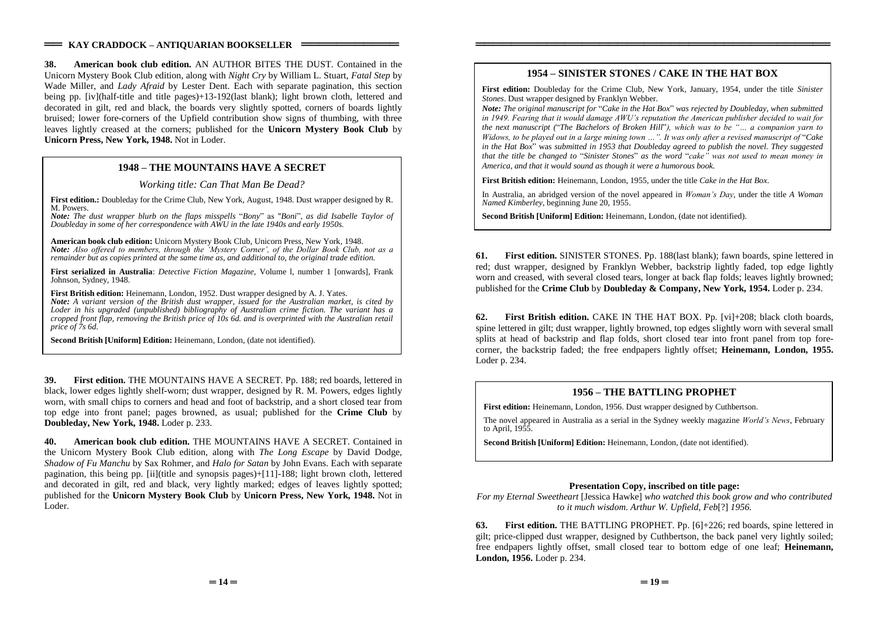**38. American book club edition.** AN AUTHOR BITES THE DUST. Contained in the Unicorn Mystery Book Club edition, along with *Night Cry* by William L. Stuart, *Fatal Step* by Wade Miller, and *Lady Afraid* by Lester Dent. Each with separate pagination, this section being pp. [iv](half-title and title pages)+13-192(last blank); light brown cloth, lettered and decorated in gilt, red and black, the boards very slightly spotted, corners of boards lightly bruised; lower fore-corners of the Upfield contribution show signs of thumbing, with three leaves lightly creased at the corners; published for the **Unicorn Mystery Book Club** by **Unicorn Press, New York, 1948.** Not in Loder.

## 1948 – THE MOUNTAINS HAVE A SECRET

*Working title: Can That Man Be Dead?*

**First edition.:** Doubleday for the Crime Club, New York, August, 1948. Dust wrapper designed by R. M. Powers.
***Note:** The dust wrapper blurb on the flaps misspells* "*Bony*" *as* "*Boni*", *as did Isabelle Taylor of Doubleday in some of her correspondence with AWU in the late 1940s and early 1950s.*

**American book club edition:** Unicorn Mystery Book Club, Unicorn Press, New York, 1948.
***Note:** Also offered to members, through the 'Mystery Corner', of the Dollar Book Club, not as a remainder but as copies printed at the same time as, and additional to, the original trade edition.*

**First serialized in Australia**: *Detective Fiction Magazine*, Volume l, number 1 [onwards], Frank Johnson, Sydney, 1948.

**First British edition:** Heinemann, London, 1952. Dust wrapper designed by A. J. Yates.
***Note:** A variant version of the British dust wrapper, issued for the Australian market, is cited by Loder in his upgraded (unpublished) bibliography of Australian crime fiction. The variant has a cropped front flap, removing the British price of 10s 6d. and is overprinted with the Australian retail price of 7s 6d.*

**Second British [Uniform] Edition:** Heinemann, London, (date not identified).

**39. First edition.** THE MOUNTAINS HAVE A SECRET. Pp. 188; red boards, lettered in black, lower edges lightly shelf-worn; dust wrapper, designed by R. M. Powers, edges lightly worn, with small chips to corners and head and foot of backstrip, and a short closed tear from top edge into front panel; pages browned, as usual; published for the **Crime Club** by **Doubleday, New York, 1948.** Loder p. 233.

**40. American book club edition.** THE MOUNTAINS HAVE A SECRET. Contained in the Unicorn Mystery Book Club edition, along with *The Long Escape* by David Dodge, *Shadow of Fu Manchu* by Sax Rohmer, and *Halo for Satan* by John Evans. Each with separate pagination, this being pp. [ii](title and synopsis pages)+[11]-188; light brown cloth, lettered and decorated in gilt, red and black, very lightly marked; edges of leaves lightly spotted; published for the **Unicorn Mystery Book Club** by **Unicorn Press, New York, 1948.** Not in Loder.

## 1954 – SINISTER STONES / CAKE IN THE HAT BOX

**First edition:** Doubleday for the Crime Club, New York, January, 1954, under the title *Sinister Stones*. Dust wrapper designed by Franklyn Webber.
***Note:** The original manuscript for* "*Cake in the Hat Box*" *was rejected by Doubleday, when submitted in 1949. Fearing that it would damage AWU's reputation the American publisher decided to wait for the next manuscript (*"*The Bachelors of Broken Hill*"*), which was to be "… a companion yarn to Widows, to be played out in a large mining town …". It was only after a revised manuscript of* "*Cake in the Hat Box*" *was submitted in 1953 that Doubleday agreed to publish the novel. They suggested that the title be changed to* "*Sinister Stones*" *as the word* "*cake*" *was not used to mean money in America, and that it would sound as though it were a humorous book.*

**First British edition:** Heinemann, London, 1955, under the title *Cake in the Hat Box*.

In Australia, an abridged version of the novel appeared in *Woman's Day*, under the title *A Woman Named Kimberley*, beginning June 20, 1955.

**Second British [Uniform] Edition:** Heinemann, London, (date not identified).

**61. First edition.** SINISTER STONES. Pp. 188(last blank); fawn boards, spine lettered in red; dust wrapper, designed by Franklyn Webber, backstrip lightly faded, top edge lightly worn and creased, with several closed tears, longer at back flap folds; leaves lightly browned; published for the **Crime Club** by **Doubleday & Company, New York, 1954.** Loder p. 234.

**62. First British edition.** CAKE IN THE HAT BOX. Pp. [vi]+208; black cloth boards, spine lettered in gilt; dust wrapper, lightly browned, top edges slightly worn with several small splits at head of backstrip and flap folds, short closed tear into front panel from top fore-corner, the backstrip faded; the free endpapers lightly offset; **Heinemann, London, 1955.** Loder p. 234.

## 1956 – THE BATTLING PROPHET

**First edition:** Heinemann, London, 1956. Dust wrapper designed by Cuthbertson.

The novel appeared in Australia as a serial in the Sydney weekly magazine *World's News*, February to April, 1955.

**Second British [Uniform] Edition:** Heinemann, London, (date not identified).

**Presentation Copy, inscribed on title page:**
*For my Eternal Sweetheart* [Jessica Hawke] *who watched this book grow and who contributed to it much wisdom. Arthur W. Upfield, Feb*[?] *1956.*

**63. First edition.** THE BATTLING PROPHET. Pp. [6]+226; red boards, spine lettered in gilt; price-clipped dust wrapper, designed by Cuthbertson, the back panel very lightly soiled; free endpapers lightly offset, small closed tear to bottom edge of one leaf; **Heinemann, London, 1956.** Loder p. 234.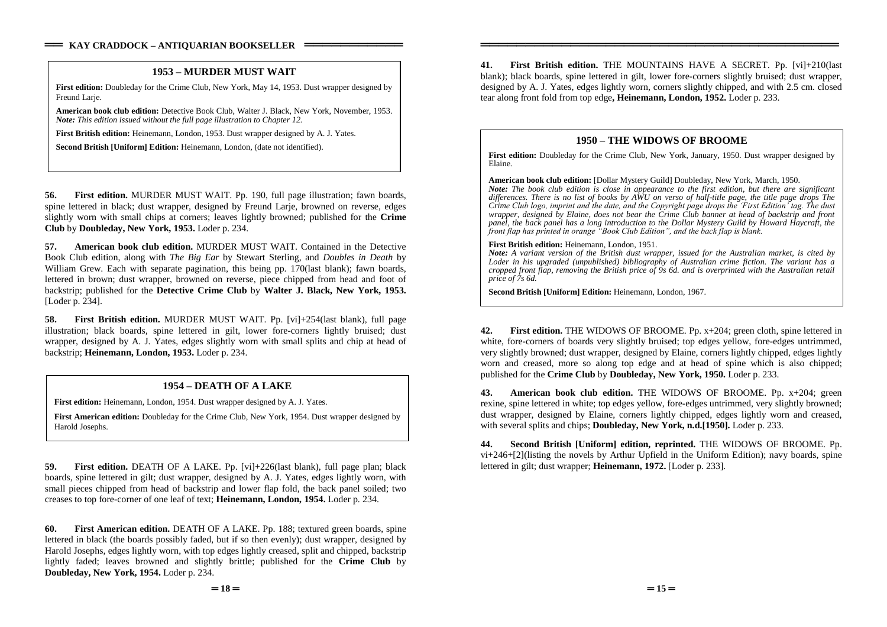## 1953 – MURDER MUST WAIT

**First edition:** Doubleday for the Crime Club, New York, May 14, 1953. Dust wrapper designed by Freund Larje.

**American book club edition:** Detective Book Club, Walter J. Black, New York, November, 1953. ***Note:*** *This edition issued without the full page illustration to Chapter 12.*

**First British edition:** Heinemann, London, 1953. Dust wrapper designed by A. J. Yates.

**Second British [Uniform] Edition:** Heinemann, London, (date not identified).

**56. First edition.** MURDER MUST WAIT. Pp. 190, full page illustration; fawn boards, spine lettered in black; dust wrapper, designed by Freund Larje, browned on reverse, edges slightly worn with small chips at corners; leaves lightly browned; published for the **Crime Club** by **Doubleday, New York, 1953.** Loder p. 234.

**57. American book club edition.** MURDER MUST WAIT. Contained in the Detective Book Club edition, along with *The Big Ear* by Stewart Sterling, and *Doubles in Death* by William Grew. Each with separate pagination, this being pp. 170(last blank); fawn boards, lettered in brown; dust wrapper, browned on reverse, piece chipped from head and foot of backstrip; published for the **Detective Crime Club** by **Walter J. Black, New York, 1953.** [Loder p. 234].

**58. First British edition.** MURDER MUST WAIT. Pp. [vi]+254(last blank), full page illustration; black boards, spine lettered in gilt, lower fore-corners lightly bruised; dust wrapper, designed by A. J. Yates, edges slightly worn with small splits and chip at head of backstrip; **Heinemann, London, 1953.** Loder p. 234.

## 1954 – DEATH OF A LAKE

**First edition:** Heinemann, London, 1954. Dust wrapper designed by A. J. Yates.

**First American edition:** Doubleday for the Crime Club, New York, 1954. Dust wrapper designed by Harold Josephs.

**59. First edition.** DEATH OF A LAKE. Pp. [vi]+226(last blank), full page plan; black boards, spine lettered in gilt; dust wrapper, designed by A. J. Yates, edges lightly worn, with small pieces chipped from head of backstrip and lower flap fold, the back panel soiled; two creases to top fore-corner of one leaf of text; **Heinemann, London, 1954.** Loder p. 234.

**60. First American edition.** DEATH OF A LAKE. Pp. 188; textured green boards, spine lettered in black (the boards possibly faded, but if so then evenly); dust wrapper, designed by Harold Josephs, edges lightly worn, with top edges lightly creased, split and chipped, backstrip lightly faded; leaves browned and slightly brittle; published for the **Crime Club** by **Doubleday, New York, 1954.** Loder p. 234.

**41. First British edition.** THE MOUNTAINS HAVE A SECRET. Pp. [vi]+210(last blank); black boards, spine lettered in gilt, lower fore-corners slightly bruised; dust wrapper, designed by A. J. Yates, edges lightly worn, corners slightly chipped, and with 2.5 cm. closed tear along front fold from top edge**, Heinemann, London, 1952.** Loder p. 233.

## 1950 – THE WIDOWS OF BROOME

**First edition:** Doubleday for the Crime Club, New York, January, 1950. Dust wrapper designed by Elaine.

**American book club edition:** [Dollar Mystery Guild] Doubleday, New York, March, 1950.
***Note:*** *The book club edition is close in appearance to the first edition, but there are significant differences. There is no list of books by AWU on verso of half-title page, the title page drops The Crime Club logo, imprint and the date, and the Copyright page drops the 'First Edition' tag. The dust wrapper, designed by Elaine, does not bear the Crime Club banner at head of backstrip and front panel, the back panel has a long introduction to the Dollar Mystery Guild by Howard Haycraft, the front flap has printed in orange "Book Club Edition", and the back flap is blank.*

**First British edition:** Heinemann, London, 1951.
***Note:*** *A variant version of the British dust wrapper, issued for the Australian market, is cited by Loder in his upgraded (unpublished) bibliography of Australian crime fiction. The variant has a cropped front flap, removing the British price of 9s 6d. and is overprinted with the Australian retail price of 7s 6d.*

**Second British [Uniform] Edition:** Heinemann, London, 1967.

**42. First edition.** THE WIDOWS OF BROOME. Pp. x+204; green cloth, spine lettered in white, fore-corners of boards very slightly bruised; top edges yellow, fore-edges untrimmed, very slightly browned; dust wrapper, designed by Elaine, corners lightly chipped, edges lightly worn and creased, more so along top edge and at head of spine which is also chipped; published for the **Crime Club** by **Doubleday, New York, 1950.** Loder p. 233.

**43. American book club edition.** THE WIDOWS OF BROOME. Pp. x+204; green rexine, spine lettered in white; top edges yellow, fore-edges untrimmed, very slightly browned; dust wrapper, designed by Elaine, corners lightly chipped, edges lightly worn and creased, with several splits and chips; **Doubleday, New York, n.d.[1950].** Loder p. 233.

**44. Second British [Uniform] edition, reprinted.** THE WIDOWS OF BROOME. Pp. vi+246+[2](listing the novels by Arthur Upfield in the Uniform Edition); navy boards, spine lettered in gilt; dust wrapper; **Heinemann, 1972.** [Loder p. 233].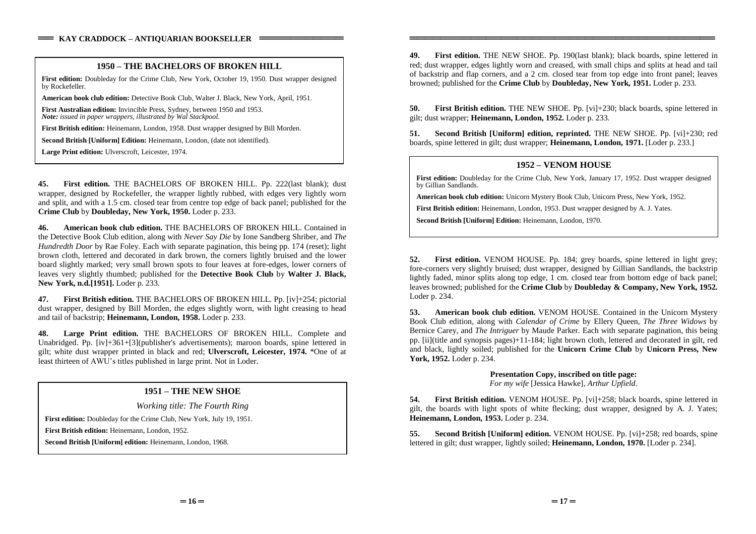## 1950 – THE BACHELORS OF BROKEN HILL

**First edition:** Doubleday for the Crime Club, New York, October 19, 1950. Dust wrapper designed by Rockefeller.

**American book club edition:** Detective Book Club, Walter J. Black, New York, April, 1951.

**First Australian edition:** Invincible Press, Sydney, between 1950 and 1953.
***Note:*** *issued in paper wrappers, illustrated by Wal Stackpool.*

**First British edition:** Heinemann, London, 1958. Dust wrapper designed by Bill Morden.

**Second British [Uniform] Edition:** Heinemann, London, (date not identified).

**Large Print edition:** Ulverscroft, Leicester, 1974.

**45. First edition.** THE BACHELORS OF BROKEN HILL. Pp. 222(last blank); dust wrapper, designed by Rockefeller, the wrapper lightly rubbed, with edges very lightly worn and split, and with a 1.5 cm. closed tear from centre top edge of back panel; published for the **Crime Club** by **Doubleday, New York, 1950.** Loder p. 233.

**46. American book club edition.** THE BACHELORS OF BROKEN HILL. Contained in the Detective Book Club edition, along with *Never Say Die* by Ione Sandberg Shriber, and *The Hundredth Door* by Rae Foley. Each with separate pagination, this being pp. 174 (reset); light brown cloth, lettered and decorated in dark brown, the corners lightly bruised and the lower board slightly marked; very small brown spots to four leaves at fore-edges, lower corners of leaves very slightly thumbed; published for the **Detective Book Club** by **Walter J. Black, New York, n.d.[1951].** Loder p. 233.

**47. First British edition.** THE BACHELORS OF BROKEN HILL. Pp. [iv]+254; pictorial dust wrapper, designed by Bill Morden, the edges slightly worn, with light creasing to head and tail of backstrip; **Heinemann, London, 1958.** Loder p. 233.

**48. Large Print edition.** THE BACHELORS OF BROKEN HILL. Complete and Unabridged. Pp. [iv]+361+[3](publisher's advertisements); maroon boards, spine lettered in gilt; white dust wrapper printed in black and red; **Ulverscroft, Leicester, 1974.** *One of at least thirteen of AWU's titles published in large print. Not in Loder.

## 1951 – THE NEW SHOE

*Working title: The Fourth Ring*

**First edition:** Doubleday for the Crime Club, New York, July 19, 1951.

**First British edition:** Heinemann, London, 1952.

**Second British [Uniform] edition:** Heinemann, London, 1968.

**49. First edition.** THE NEW SHOE. Pp. 190(last blank); black boards, spine lettered in red; dust wrapper, edges lightly worn and creased, with small chips and splits at head and tail of backstrip and flap corners, and a 2 cm. closed tear from top edge into front panel; leaves browned; published for the **Crime Club** by **Doubleday, New York, 1951.** Loder p. 233.

**50. First British edition.** THE NEW SHOE. Pp. [vi]+230; black boards, spine lettered in gilt; dust wrapper; **Heinemann, London, 1952.** Loder p. 233.

**51. Second British [Uniform] edition, reprinted.** THE NEW SHOE. Pp. [vi]+230; red boards, spine lettered in gilt; dust wrapper; **Heinemann, London, 1971.** [Loder p. 233.]

## 1952 – VENOM HOUSE

**First edition:** Doubleday for the Crime Club, New York, January 17, 1952. Dust wrapper designed by Gillian Sandlands.

**American book club edition:** Unicorn Mystery Book Club, Unicorn Press, New York, 1952.

**First British edition:** Heinemann, London, 1953. Dust wrapper designed by A. J. Yates.

**Second British [Uniform] Edition:** Heinemann, London, 1970.

**52. First edition.** VENOM HOUSE. Pp. 184; grey boards, spine lettered in light grey; fore-corners very slightly bruised; dust wrapper, designed by Gillian Sandlands, the backstrip lightly faded, minor splits along top edge, 1 cm. closed tear from bottom edge of back panel; leaves browned; published for the **Crime Club** by **Doubleday & Company, New York, 1952.** Loder p. 234.

**53. American book club edition.** VENOM HOUSE. Contained in the Unicorn Mystery Book Club edition, along with *Calendar of Crime* by Ellery Queen, *The Three Widows* by Bernice Carey, and *The Intriguer* by Maude Parker. Each with separate pagination, this being pp. [ii](title and synopsis pages)+11-184; light brown cloth, lettered and decorated in gilt, red and black, lightly soiled; published for the **Unicorn Crime Club** by **Unicorn Press, New York, 1952.** Loder p. 234.

**Presentation Copy, inscribed on title page:**
*For my wife* [Jessica Hawke], *Arthur Upfield*.

**54. First British edition.** VENOM HOUSE. Pp. [vi]+258; black boards, spine lettered in gilt, the boards with light spots of white flecking; dust wrapper, designed by A. J. Yates; **Heinemann, London, 1953.** Loder p. 234.

**55. Second British [Uniform] edition.** VENOM HOUSE. Pp. [vi]+258; red boards, spine lettered in gilt; dust wrapper, lightly soiled; **Heinemann, London, 1970.** [Loder p. 234].